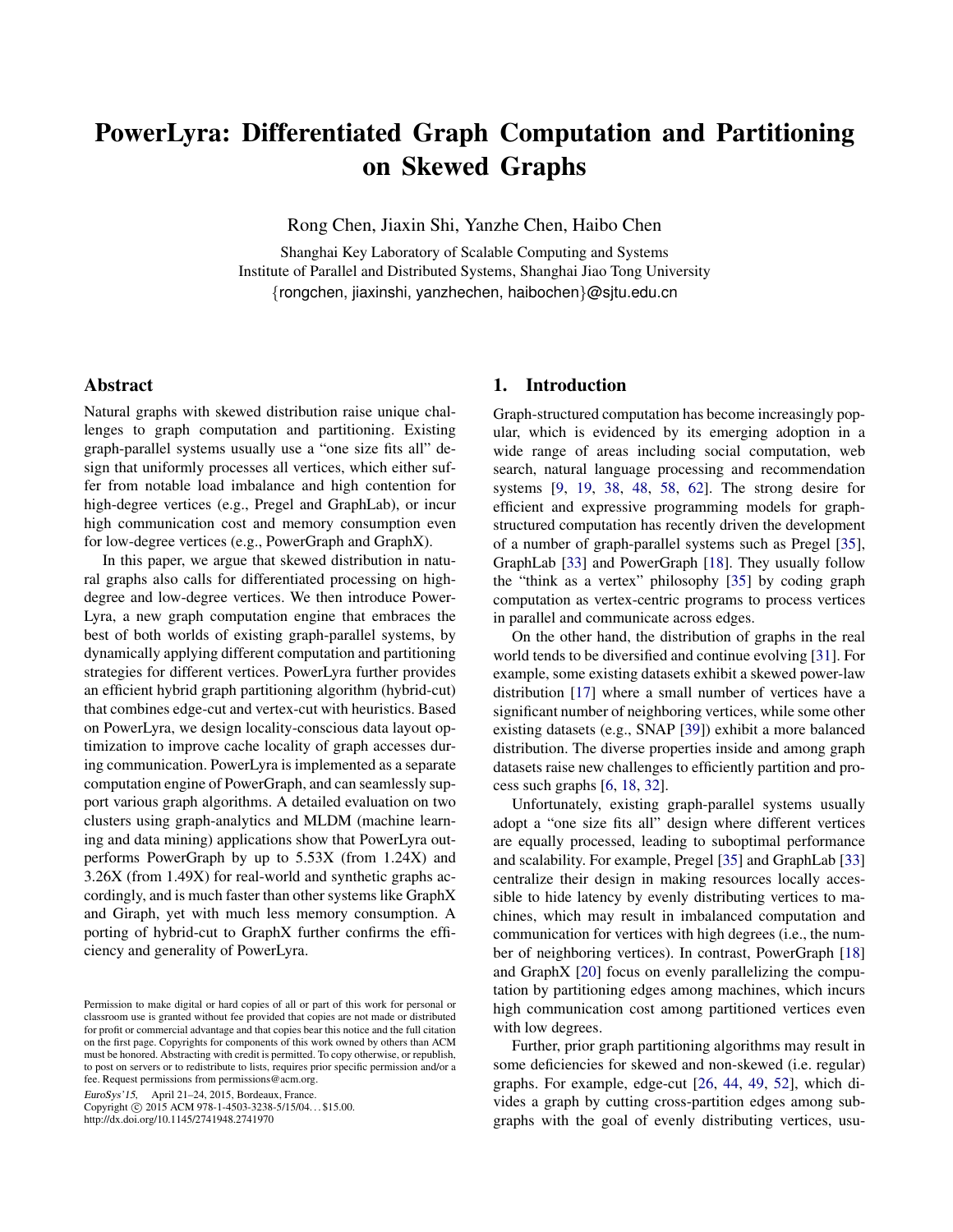# PowerLyra: Differentiated Graph Computation and Partitioning on Skewed Graphs

Rong Chen, Jiaxin Shi, Yanzhe Chen, Haibo Chen

Shanghai Key Laboratory of Scalable Computing and Systems
Institute of Parallel and Distributed Systems, Shanghai Jiao Tong University
{rongchen, jiaxinshi, yanzhechen, haibochen}@sjtu.edu.cn

## Abstract

Natural graphs with skewed distribution raise unique challenges to graph computation and partitioning. Existing graph-parallel systems usually use a "one size fits all" design that uniformly processes all vertices, which either suffer from notable load imbalance and high contention for high-degree vertices (e.g., Pregel and GraphLab), or incur high communication cost and memory consumption even for low-degree vertices (e.g., PowerGraph and GraphX).

In this paper, we argue that skewed distribution in natural graphs also calls for differentiated processing on high-degree and low-degree vertices. We then introduce PowerLyra, a new graph computation engine that embraces the best of both worlds of existing graph-parallel systems, by dynamically applying different computation and partitioning strategies for different vertices. PowerLyra further provides an efficient hybrid graph partitioning algorithm (hybrid-cut) that combines edge-cut and vertex-cut with heuristics. Based on PowerLyra, we design locality-conscious data layout optimization to improve cache locality of graph accesses during communication. PowerLyra is implemented as a separate computation engine of PowerGraph, and can seamlessly support various graph algorithms. A detailed evaluation on two clusters using graph-analytics and MLDM (machine learning and data mining) applications show that PowerLyra outperforms PowerGraph by up to 5.53X (from 1.24X) and 3.26X (from 1.49X) for real-world and synthetic graphs accordingly, and is much faster than other systems like GraphX and Giraph, yet with much less memory consumption. A porting of hybrid-cut to GraphX further confirms the efficiency and generality of PowerLyra.

Permission to make digital or hard copies of all or part of this work for personal or classroom use is granted without fee provided that copies are not made or distributed for profit or commercial advantage and that copies bear this notice and the full citation on the first page. Copyrights for components of this work owned by others than ACM must be honored. Abstracting with credit is permitted. To copy otherwise, or republish, to post on servers or to redistribute to lists, requires prior specific permission and/or a fee. Request permissions from permissions@acm.org.

*EuroSys'15*, April 21–24, 2015, Bordeaux, France.
Copyright © 2015 ACM 978-1-4503-3238-5/15/04...$15.00.
http://dx.doi.org/10.1145/2741948.2741970

## 1. Introduction

Graph-structured computation has become increasingly popular, which is evidenced by its emerging adoption in a wide range of areas including social computation, web search, natural language processing and recommendation systems [9, 19, 38, 48, 58, 62]. The strong desire for efficient and expressive programming models for graph-structured computation has recently driven the development of a number of graph-parallel systems such as Pregel [35], GraphLab [33] and PowerGraph [18]. They usually follow the "think as a vertex" philosophy [35] by coding graph computation as vertex-centric programs to process vertices in parallel and communicate across edges.

On the other hand, the distribution of graphs in the real world tends to be diversified and continue evolving [31]. For example, some existing datasets exhibit a skewed power-law distribution [17] where a small number of vertices have a significant number of neighboring vertices, while some other existing datasets (e.g., SNAP [39]) exhibit a more balanced distribution. The diverse properties inside and among graph datasets raise new challenges to efficiently partition and process such graphs [6, 18, 32].

Unfortunately, existing graph-parallel systems usually adopt a "one size fits all" design where different vertices are equally processed, leading to suboptimal performance and scalability. For example, Pregel [35] and GraphLab [33] centralize their design in making resources locally accessible to hide latency by evenly distributing vertices to machines, which may result in imbalanced computation and communication for vertices with high degrees (i.e., the number of neighboring vertices). In contrast, PowerGraph [18] and GraphX [20] focus on evenly parallelizing the computation by partitioning edges among machines, which incurs high communication cost among partitioned vertices even with low degrees.

Further, prior graph partitioning algorithms may result in some deficiencies for skewed and non-skewed (i.e. regular) graphs. For example, edge-cut [26, 44, 49, 52], which divides a graph by cutting cross-partition edges among subgraphs with the goal of evenly distributing vertices, usu-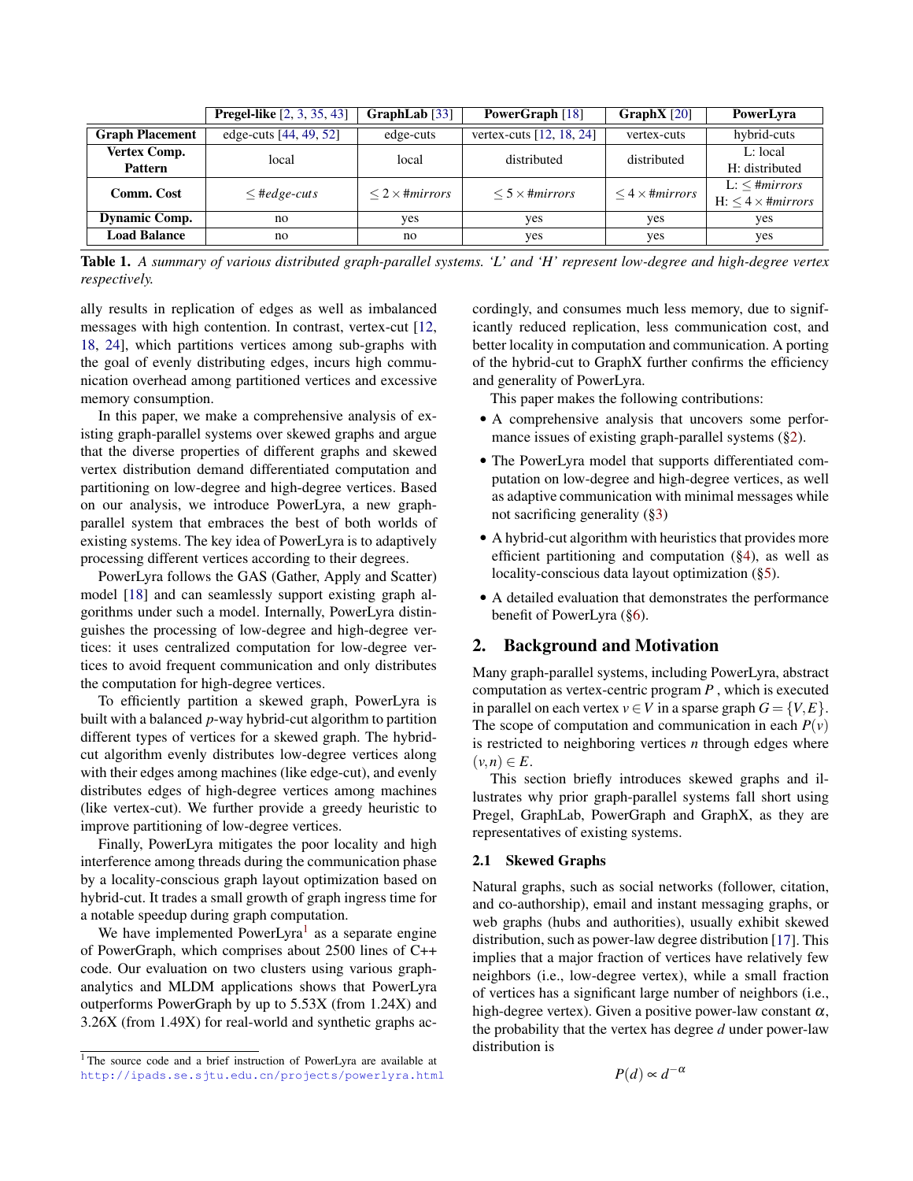| | **Pregel-like** [2, 3, 35, 43] | **GraphLab** [33] | **PowerGraph** [18] | **GraphX** [20] | **PowerLyra** |
|---|---|---|---|---|---|
| **Graph Placement** | edge-cuts [44, 49, 52] | edge-cuts | vertex-cuts [12, 18, 24] | vertex-cuts | hybrid-cuts |
| **Vertex Comp. Pattern** | local | local | distributed | distributed | L: local<br>H: distributed |
| **Comm. Cost** | $\leq$ *#edge-cuts* | $\leq 2\times$ *#mirrors* | $\leq 5\times$ *#mirrors* | $\leq 4\times$ *#mirrors* | L: $\leq$ *#mirrors*<br>H: $\leq 4\times$ *#mirrors* |
| **Dynamic Comp.** | no | yes | yes | yes | yes |
| **Load Balance** | no | no | yes | yes | yes |

**Table 1.** *A summary of various distributed graph-parallel systems. 'L' and 'H' represent low-degree and high-degree vertex respectively.*

ally results in replication of edges as well as imbalanced messages with high contention. In contrast, vertex-cut [12, 18, 24], which partitions vertices among sub-graphs with the goal of evenly distributing edges, incurs high communication overhead among partitioned vertices and excessive memory consumption.

In this paper, we make a comprehensive analysis of existing graph-parallel systems over skewed graphs and argue that the diverse properties of different graphs and skewed vertex distribution demand differentiated computation and partitioning on low-degree and high-degree vertices. Based on our analysis, we introduce PowerLyra, a new graph-parallel system that embraces the best of both worlds of existing systems. The key idea of PowerLyra is to adaptively processing different vertices according to their degrees.

PowerLyra follows the GAS (Gather, Apply and Scatter) model [18] and can seamlessly support existing graph algorithms under such a model. Internally, PowerLyra distinguishes the processing of low-degree and high-degree vertices: it uses centralized computation for low-degree vertices to avoid frequent communication and only distributes the computation for high-degree vertices.

To efficiently partition a skewed graph, PowerLyra is built with a balanced $p$-way hybrid-cut algorithm to partition different types of vertices for a skewed graph. The hybrid-cut algorithm evenly distributes low-degree vertices along with their edges among machines (like edge-cut), and evenly distributes edges of high-degree vertices among machines (like vertex-cut). We further provide a greedy heuristic to improve partitioning of low-degree vertices.

Finally, PowerLyra mitigates the poor locality and high interference among threads during the communication phase by a locality-conscious graph layout optimization based on hybrid-cut. It trades a small growth of graph ingress time for a notable speedup during graph computation.

We have implemented PowerLyra[1] as a separate engine of PowerGraph, which comprises about 2500 lines of C++ code. Our evaluation on two clusters using various graph-analytics and MLDM applications shows that PowerLyra outperforms PowerGraph by up to 5.53X (from 1.24X) and 3.26X (from 1.49X) for real-world and synthetic graphs accordingly, and consumes much less memory, due to significantly reduced replication, less communication cost, and better locality in computation and communication. A porting of the hybrid-cut to GraphX further confirms the efficiency and generality of PowerLyra.

[1] The source code and a brief instruction of PowerLyra are available at http://ipads.se.sjtu.edu.cn/projects/powerlyra.html

This paper makes the following contributions:

- A comprehensive analysis that uncovers some performance issues of existing graph-parallel systems (§2).
- The PowerLyra model that supports differentiated computation on low-degree and high-degree vertices, as well as adaptive communication with minimal messages while not sacrificing generality (§3)
- A hybrid-cut algorithm with heuristics that provides more efficient partitioning and computation (§4), as well as locality-conscious data layout optimization (§5).
- A detailed evaluation that demonstrates the performance benefit of PowerLyra (§6).

## 2. Background and Motivation

Many graph-parallel systems, including PowerLyra, abstract computation as vertex-centric program $P$ , which is executed in parallel on each vertex $v \in V$ in a sparse graph $G = \{V, E\}$. The scope of computation and communication in each $P(v)$ is restricted to neighboring vertices $n$ through edges where $(v, n) \in E$.

This section briefly introduces skewed graphs and illustrates why prior graph-parallel systems fall short using Pregel, GraphLab, PowerGraph and GraphX, as they are representatives of existing systems.

### 2.1 Skewed Graphs

Natural graphs, such as social networks (follower, citation, and co-authorship), email and instant messaging graphs, or web graphs (hubs and authorities), usually exhibit skewed distribution, such as power-law degree distribution [17]. This implies that a major fraction of vertices have relatively few neighbors (i.e., low-degree vertex), while a small fraction of vertices has a significant large number of neighbors (i.e., high-degree vertex). Given a positive power-law constant $\alpha$, the probability that the vertex has degree $d$ under power-law distribution is

$$P(d) \propto d^{-\alpha}$$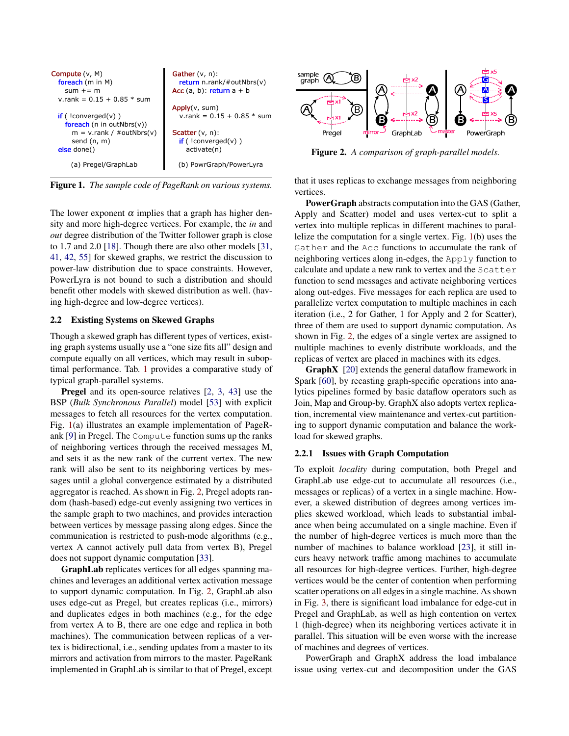```
Compute (v, M)
  foreach (m in M)
    sum += m
  v.rank = 0.15 + 0.85 * sum

  if ( !converged(v) )
    foreach (n in outNbrs(v))
      m = v.rank / #outNbrs(v)
      send (n, m)
  else done()
```

(a) Pregel/GraphLab

```
Gather (v, n):
  return n.rank/#outNbrs(v)
Acc (a, b): return a + b

Apply(v, sum)
  v.rank = 0.15 + 0.85 * sum

Scatter (v, n):
  if ( !converged(v) )
    activate(n)
```

(b) PowrGraph/PowerLyra

**Figure 1.** *The sample code of PageRank on various systems.*

The lower exponent $\alpha$ implies that a graph has higher density and more high-degree vertices. For example, the *in* and *out* degree distribution of the Twitter follower graph is close to 1.7 and 2.0 [18]. Though there are also other models [31, 41, 42, 55] for skewed graphs, we restrict the discussion to power-law distribution due to space constraints. However, PowerLyra is not bound to such a distribution and should benefit other models with skewed distribution as well. (having high-degree and low-degree vertices).

### 2.2 Existing Systems on Skewed Graphs

Though a skewed graph has different types of vertices, existing graph systems usually use a "one size fits all" design and compute equally on all vertices, which may result in suboptimal performance. Tab. 1 provides a comparative study of typical graph-parallel systems.

**Pregel** and its open-source relatives [2, 3, 43] use the BSP (*Bulk Synchronous Parallel*) model [53] with explicit messages to fetch all resources for the vertex computation. Fig. 1(a) illustrates an example implementation of PageRank [9] in Pregel. The `Compute` function sums up the ranks of neighboring vertices through the received messages M, and sets it as the new rank of the current vertex. The new rank will also be sent to its neighboring vertices by messages until a global convergence estimated by a distributed aggregator is reached. As shown in Fig. 2, Pregel adopts random (hash-based) edge-cut evenly assigning two vertices in the sample graph to two machines, and provides interaction between vertices by message passing along edges. Since the communication is restricted to push-mode algorithms (e.g., vertex A cannot actively pull data from vertex B), Pregel does not support dynamic computation [33].

**GraphLab** replicates vertices for all edges spanning machines and leverages an additional vertex activation message to support dynamic computation. In Fig. 2, GraphLab also uses edge-cut as Pregel, but creates replicas (i.e., mirrors) and duplicates edges in both machines (e.g., for the edge from vertex A to B, there are one edge and replica in both machines). The communication between replicas of a vertex is bidirectional, i.e., sending updates from a master to its mirrors and activation from mirrors to the master. PageRank implemented in GraphLab is similar to that of Pregel, except that it uses replicas to exchange messages from neighboring vertices.

**Figure 2.** *A comparison of graph-parallel models.*

**PowerGraph** abstracts computation into the GAS (Gather, Apply and Scatter) model and uses vertex-cut to split a vertex into multiple replicas in different machines to parallelize the computation for a single vertex. Fig. 1(b) uses the `Gather` and the `Acc` functions to accumulate the rank of neighboring vertices along in-edges, the `Apply` function to calculate and update a new rank to vertex and the `Scatter` function to send messages and activate neighboring vertices along out-edges. Five messages for each replica are used to parallelize vertex computation to multiple machines in each iteration (i.e., 2 for Gather, 1 for Apply and 2 for Scatter), three of them are used to support dynamic computation. As shown in Fig. 2, the edges of a single vertex are assigned to multiple machines to evenly distribute workloads, and the replicas of vertex are placed in machines with its edges.

**GraphX** [20] extends the general dataflow framework in Spark [60], by recasting graph-specific operations into analytics pipelines formed by basic dataflow operators such as Join, Map and Group-by. GraphX also adopts vertex replication, incremental view maintenance and vertex-cut partitioning to support dynamic computation and balance the workload for skewed graphs.

#### 2.2.1 Issues with Graph Computation

To exploit *locality* during computation, both Pregel and GraphLab use edge-cut to accumulate all resources (i.e., messages or replicas) of a vertex in a single machine. However, a skewed distribution of degrees among vertices implies skewed workload, which leads to substantial imbalance when being accumulated on a single machine. Even if the number of high-degree vertices is much more than the number of machines to balance workload [23], it still incurs heavy network traffic among machines to accumulate all resources for high-degree vertices. Further, high-degree vertices would be the center of contention when performing scatter operations on all edges in a single machine. As shown in Fig. 3, there is significant load imbalance for edge-cut in Pregel and GraphLab, as well as high contention on vertex 1 (high-degree) when its neighboring vertices activate it in parallel. This situation will be even worse with the increase of machines and degrees of vertices.

PowerGraph and GraphX address the load imbalance issue using vertex-cut and decomposition under the GAS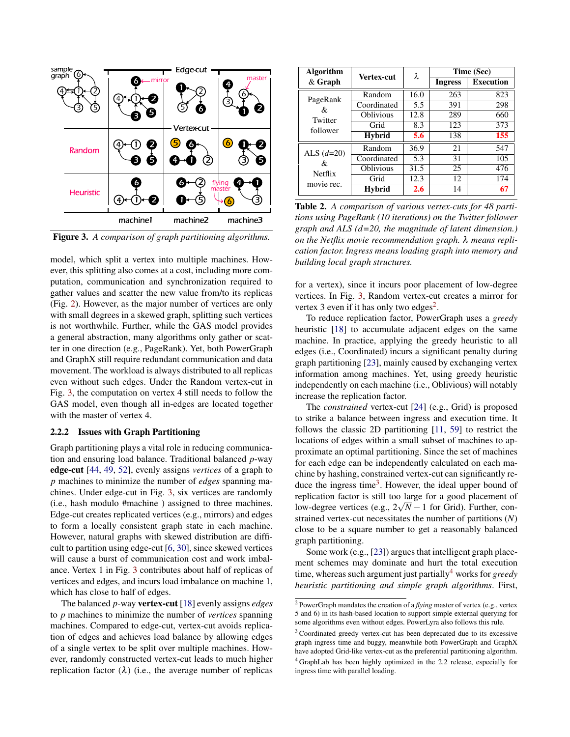Figure 3. *A comparison of graph partitioning algorithms.*

model, which split a vertex into multiple machines. However, this splitting also comes at a cost, including more computation, communication and synchronization required to gather values and scatter the new value from/to its replicas (Fig. 2). However, as the major number of vertices are only with small degrees in a skewed graph, splitting such vertices is not worthwhile. Further, while the GAS model provides a general abstraction, many algorithms only gather or scatter in one direction (e.g., PageRank). Yet, both PowerGraph and GraphX still require redundant communication and data movement. The workload is always distributed to all replicas even without such edges. Under the Random vertex-cut in Fig. 3, the computation on vertex 4 still needs to follow the GAS model, even though all in-edges are located together with the master of vertex 4.

### 2.2.2 Issues with Graph Partitioning

Graph partitioning plays a vital role in reducing communication and ensuring load balance. Traditional balanced $p$-way **edge-cut** [44, 49, 52], evenly assigns *vertices* of a graph to $p$ machines to minimize the number of *edges* spanning machines. Under edge-cut in Fig. 3, six vertices are randomly (i.e., hash modulo #machine ) assigned to three machines. Edge-cut creates replicated vertices (e.g., mirrors) and edges to form a locally consistent graph state in each machine. However, natural graphs with skewed distribution are difficult to partition using edge-cut [6, 30], since skewed vertices will cause a burst of communication cost and work imbalance. Vertex 1 in Fig. 3 contributes about half of replicas of vertices and edges, and incurs load imbalance on machine 1, which has close to half of edges.

The balanced $p$-way **vertex-cut** [18] evenly assigns *edges* to $p$ machines to minimize the number of *vertices* spanning machines. Compared to edge-cut, vertex-cut avoids replication of edges and achieves load balance by allowing edges of a single vertex to be split over multiple machines. However, randomly constructed vertex-cut leads to much higher replication factor ($\lambda$) (i.e., the average number of replicas for a vertex), since it incurs poor placement of low-degree vertices. In Fig. 3, Random vertex-cut creates a mirror for vertex 3 even if it has only two edges[2].

| Algorithm & Graph | Vertex-cut | $\lambda$ | Time (Sec) | |
|---|---|---|---|---|
| | | | Ingress | Execution |
| PageRank & Twitter follower | Random | 16.0 | 263 | 823 |
| | Coordinated | 5.5 | 391 | 298 |
| | Oblivious | 12.8 | 289 | 660 |
| | Grid | 8.3 | 123 | 373 |
| | **Hybrid** | **5.6** | 138 | **155** |
| ALS ($d$=20) & Netflix movie rec. | Random | 36.9 | 21 | 547 |
| | Coordinated | 5.3 | 31 | 105 |
| | Oblivious | 31.5 | 25 | 476 |
| | Grid | 12.3 | 12 | 174 |
| | **Hybrid** | **2.6** | 14 | **67** |

**Table 2.** *A comparison of various vertex-cuts for 48 partitions using PageRank (10 iterations) on the Twitter follower graph and ALS (d=20, the magnitude of latent dimension.) on the Netflix movie recommendation graph. $\lambda$ means replication factor. Ingress means loading graph into memory and building local graph structures.*

To reduce replication factor, PowerGraph uses a *greedy* heuristic [18] to accumulate adjacent edges on the same machine. In practice, applying the greedy heuristic to all edges (i.e., Coordinated) incurs a significant penalty during graph partitioning [23], mainly caused by exchanging vertex information among machines. Yet, using greedy heuristic independently on each machine (i.e., Oblivious) will notably increase the replication factor.

The *constrained* vertex-cut [24] (e.g., Grid) is proposed to strike a balance between ingress and execution time. It follows the classic 2D partitioning [11, 59] to restrict the locations of edges within a small subset of machines to approximate an optimal partitioning. Since the set of machines for each edge can be independently calculated on each machine by hashing, constrained vertex-cut can significantly reduce the ingress time[3]. However, the ideal upper bound of replication factor is still too large for a good placement of low-degree vertices (e.g., $2\sqrt{N}-1$ for Grid). Further, constrained vertex-cut necessitates the number of partitions ($N$) close to be a square number to get a reasonably balanced graph partitioning.

Some work (e.g., [23]) argues that intelligent graph placement schemes may dominate and hurt the total execution time, whereas such argument just partially[4] works for *greedy heuristic partitioning and simple graph algorithms*. First,

[2] PowerGraph mandates the creation of a *flying* master of vertex (e.g., vertex 5 and 6) in its hash-based location to support simple external querying for some algorithms even without edges. PowerLyra also follows this rule.

[3] Coordinated greedy vertex-cut has been deprecated due to its excessive graph ingress time and buggy, meanwhile both PowerGraph and GraphX have adopted Grid-like vertex-cut as the preferential partitioning algorithm.

[4] GraphLab has been highly optimized in the 2.2 release, especially for ingress time with parallel loading.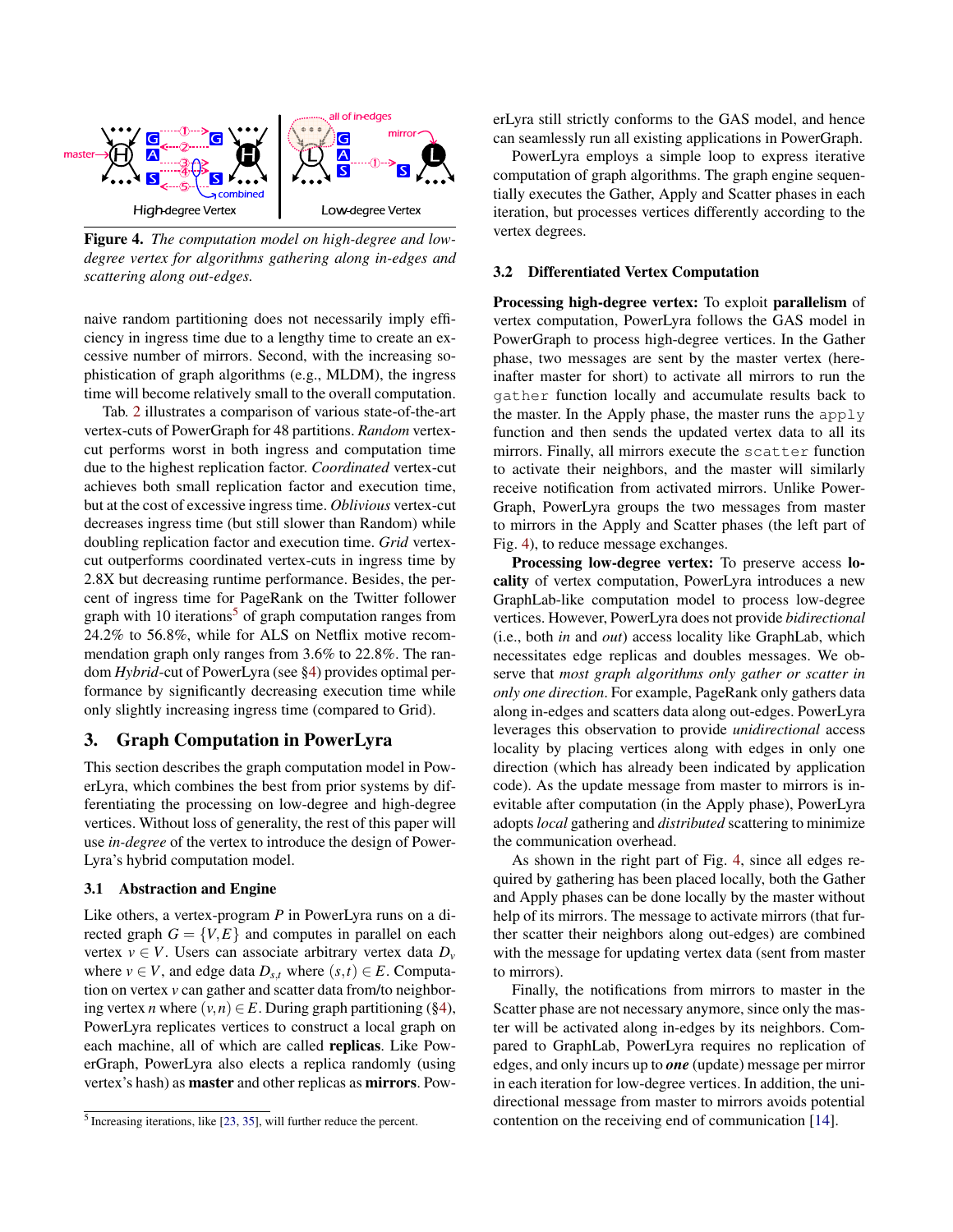master
G
A
S
①
②
③
④
⑤
G
S
combined
High-degree Vertex

all of in-edges
mirror
G
A
S
①
S
Low-degree Vertex

**Figure 4.** *The computation model on high-degree and low-degree vertex for algorithms gathering along in-edges and scattering along out-edges.*

naive random partitioning does not necessarily imply efficiency in ingress time due to a lengthy time to create an excessive number of mirrors. Second, with the increasing sophistication of graph algorithms (e.g., MLDM), the ingress time will become relatively small to the overall computation.

Tab. 2 illustrates a comparison of various state-of-the-art vertex-cuts of PowerGraph for 48 partitions. *Random* vertex-cut performs worst in both ingress and computation time due to the highest replication factor. *Coordinated* vertex-cut achieves both small replication factor and execution time, but at the cost of excessive ingress time. *Oblivious* vertex-cut decreases ingress time (but still slower than Random) while doubling replication factor and execution time. *Grid* vertex-cut outperforms coordinated vertex-cuts in ingress time by 2.8X but decreasing runtime performance. Besides, the percent of ingress time for PageRank on the Twitter follower graph with 10 iterations[5] of graph computation ranges from 24.2% to 56.8%, while for ALS on Netflix motive recommendation graph only ranges from 3.6% to 22.8%. The random *Hybrid*-cut of PowerLyra (see §4) provides optimal performance by significantly decreasing execution time while only slightly increasing ingress time (compared to Grid).

## 3. Graph Computation in PowerLyra

This section describes the graph computation model in PowerLyra, which combines the best from prior systems by differentiating the processing on low-degree and high-degree vertices. Without loss of generality, the rest of this paper will use *in-degree* of the vertex to introduce the design of PowerLyra's hybrid computation model.

### 3.1 Abstraction and Engine

Like others, a vertex-program $P$ in PowerLyra runs on a directed graph $G = \{V, E\}$ and computes in parallel on each vertex $v \in V$. Users can associate arbitrary vertex data $D_v$ where $v \in V$, and edge data $D_{s,t}$ where $(s,t) \in E$. Computation on vertex $v$ can gather and scatter data from/to neighboring vertex $n$ where $(v,n) \in E$. During graph partitioning (§4), PowerLyra replicates vertices to construct a local graph on each machine, all of which are called **replicas**. Like PowerGraph, PowerLyra also elects a replica randomly (using vertex's hash) as **master** and other replicas as **mirrors**. PowerLyra still strictly conforms to the GAS model, and hence can seamlessly run all existing applications in PowerGraph.

PowerLyra employs a simple loop to express iterative computation of graph algorithms. The graph engine sequentially executes the Gather, Apply and Scatter phases in each iteration, but processes vertices differently according to the vertex degrees.

[5] Increasing iterations, like [23, 35], will further reduce the percent.

### 3.2 Differentiated Vertex Computation

**Processing high-degree vertex:** To exploit **parallelism** of vertex computation, PowerLyra follows the GAS model in PowerGraph to process high-degree vertices. In the Gather phase, two messages are sent by the master vertex (hereinafter master for short) to activate all mirrors to run the `gather` function locally and accumulate results back to the master. In the Apply phase, the master runs the `apply` function and then sends the updated vertex data to all its mirrors. Finally, all mirrors execute the `scatter` function to activate their neighbors, and the master will similarly receive notification from activated mirrors. Unlike PowerGraph, PowerLyra groups the two messages from master to mirrors in the Apply and Scatter phases (the left part of Fig. 4), to reduce message exchanges.

**Processing low-degree vertex:** To preserve access **locality** of vertex computation, PowerLyra introduces a new GraphLab-like computation model to process low-degree vertices. However, PowerLyra does not provide *bidirectional* (i.e., both *in* and *out*) access locality like GraphLab, which necessitates edge replicas and doubles messages. We observe that *most graph algorithms only gather or scatter in only one direction*. For example, PageRank only gathers data along in-edges and scatters data along out-edges. PowerLyra leverages this observation to provide *unidirectional* access locality by placing vertices along with edges in only one direction (which has already been indicated by application code). As the update message from master to mirrors is inevitable after computation (in the Apply phase), PowerLyra adopts *local* gathering and *distributed* scattering to minimize the communication overhead.

As shown in the right part of Fig. 4, since all edges required by gathering has been placed locally, both the Gather and Apply phases can be done locally by the master without help of its mirrors. The message to activate mirrors (that further scatter their neighbors along out-edges) are combined with the message for updating vertex data (sent from master to mirrors).

Finally, the notifications from mirrors to master in the Scatter phase are not necessary anymore, since only the master will be activated along in-edges by its neighbors. Compared to GraphLab, PowerLyra requires no replication of edges, and only incurs up to ***one*** (update) message per mirror in each iteration for low-degree vertices. In addition, the unidirectional message from master to mirrors avoids potential contention on the receiving end of communication [14].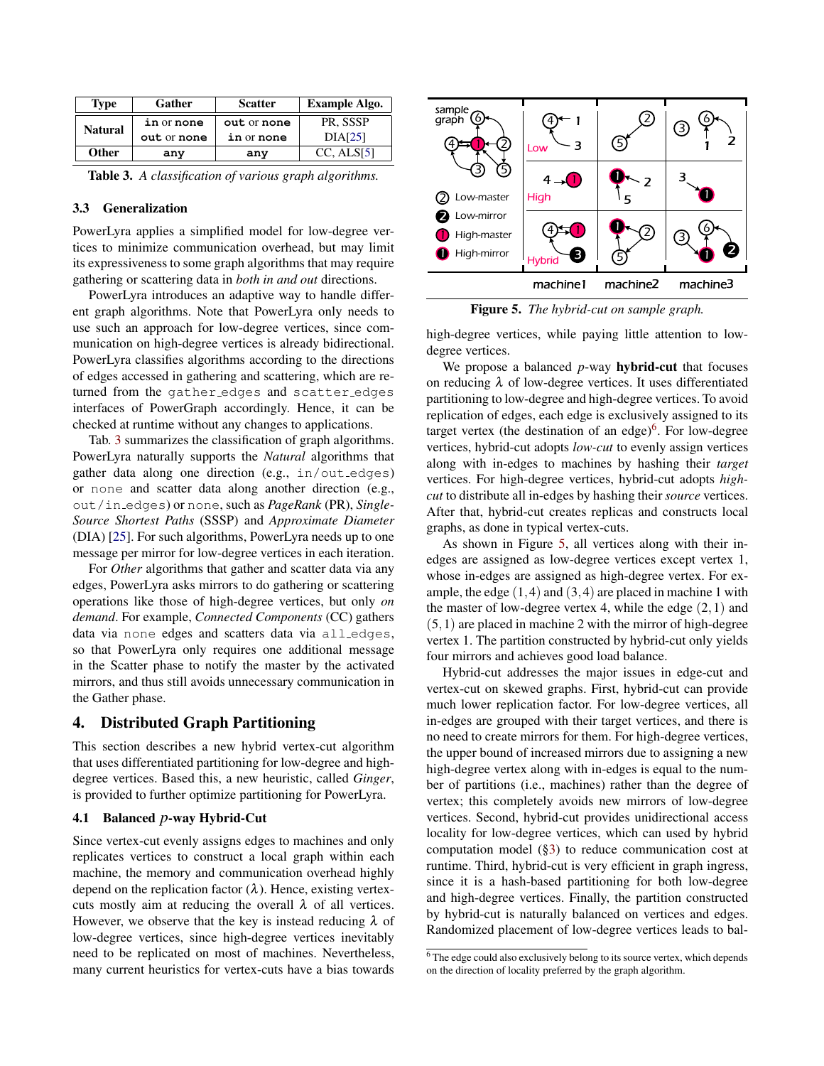| Type | Gather | Scatter | Example Algo. |
|---|---|---|---|
| Natural | `in` or `none` | `out` or `none` | PR, SSSP |
| | `out` or `none` | `in` or `none` | DIA[25] |
| Other | `any` | `any` | CC, ALS[5] |

**Table 3.** *A classification of various graph algorithms.*

### 3.3 Generalization

PowerLyra applies a simplified model for low-degree vertices to minimize communication overhead, but may limit its expressiveness to some graph algorithms that may require gathering or scattering data in *both in and out* directions.

PowerLyra introduces an adaptive way to handle different graph algorithms. Note that PowerLyra only needs to use such an approach for low-degree vertices, since communication on high-degree vertices is already bidirectional. PowerLyra classifies algorithms according to the directions of edges accessed in gathering and scattering, which are returned from the `gather_edges` and `scatter_edges` interfaces of PowerGraph accordingly. Hence, it can be checked at runtime without any changes to applications.

Tab. 3 summarizes the classification of graph algorithms. PowerLyra naturally supports the *Natural* algorithms that gather data along one direction (e.g., `in/out_edges`) or `none` and scatter data along another direction (e.g., `out/in_edges`) or `none`, such as *PageRank* (PR), *Single-Source Shortest Paths* (SSSP) and *Approximate Diameter* (DIA) [25]. For such algorithms, PowerLyra needs up to one message per mirror for low-degree vertices in each iteration.

For *Other* algorithms that gather and scatter data via any edges, PowerLyra asks mirrors to do gathering or scattering operations like those of high-degree vertices, but only *on demand*. For example, *Connected Components* (CC) gathers data via `none` edges and scatters data via `all_edges`, so that PowerLyra only requires one additional message in the Scatter phase to notify the master by the activated mirrors, and thus still avoids unnecessary communication in the Gather phase.

## 4. Distributed Graph Partitioning

This section describes a new hybrid vertex-cut algorithm that uses differentiated partitioning for low-degree and high-degree vertices. Based this, a new heuristic, called *Ginger*, is provided to further optimize partitioning for PowerLyra.

### 4.1 Balanced $p$-way Hybrid-Cut

Since vertex-cut evenly assigns edges to machines and only replicates vertices to construct a local graph within each machine, the memory and communication overhead highly depend on the replication factor ($\lambda$). Hence, existing vertex-cuts mostly aim at reducing the overall $\lambda$ of all vertices. However, we observe that the key is instead reducing $\lambda$ of low-degree vertices, since high-degree vertices inevitably need to be replicated on most of machines. Nevertheless, many current heuristics for vertex-cuts have a bias towards high-degree vertices, while paying little attention to low-degree vertices.

**Figure 5.** *The hybrid-cut on sample graph.*

We propose a balanced $p$-way **hybrid-cut** that focuses on reducing $\lambda$ of low-degree vertices. It uses differentiated partitioning to low-degree and high-degree vertices. To avoid replication of edges, each edge is exclusively assigned to its target vertex (the destination of an edge)[6]. For low-degree vertices, hybrid-cut adopts *low-cut* to evenly assign vertices along with in-edges to machines by hashing their *target* vertices. For high-degree vertices, hybrid-cut adopts *high-cut* to distribute all in-edges by hashing their *source* vertices. After that, hybrid-cut creates replicas and constructs local graphs, as done in typical vertex-cuts.

As shown in Figure 5, all vertices along with their in-edges are assigned as low-degree vertices except vertex 1, whose in-edges are assigned as high-degree vertex. For example, the edge $(1,4)$ and $(3,4)$ are placed in machine 1 with the master of low-degree vertex 4, while the edge $(2,1)$ and $(5,1)$ are placed in machine 2 with the mirror of high-degree vertex 1. The partition constructed by hybrid-cut only yields four mirrors and achieves good load balance.

Hybrid-cut addresses the major issues in edge-cut and vertex-cut on skewed graphs. First, hybrid-cut can provide much lower replication factor. For low-degree vertices, all in-edges are grouped with their target vertices, and there is no need to create mirrors for them. For high-degree vertices, the upper bound of increased mirrors due to assigning a new high-degree vertex along with in-edges is equal to the number of partitions (i.e., machines) rather than the degree of vertex; this completely avoids new mirrors of low-degree vertices. Second, hybrid-cut provides unidirectional access locality for low-degree vertices, which can used by hybrid computation model (§3) to reduce communication cost at runtime. Third, hybrid-cut is very efficient in graph ingress, since it is a hash-based partitioning for both low-degree and high-degree vertices. Finally, the partition constructed by hybrid-cut is naturally balanced on vertices and edges. Randomized placement of low-degree vertices leads to bal-

[6] The edge could also exclusively belong to its source vertex, which depends on the direction of locality preferred by the graph algorithm.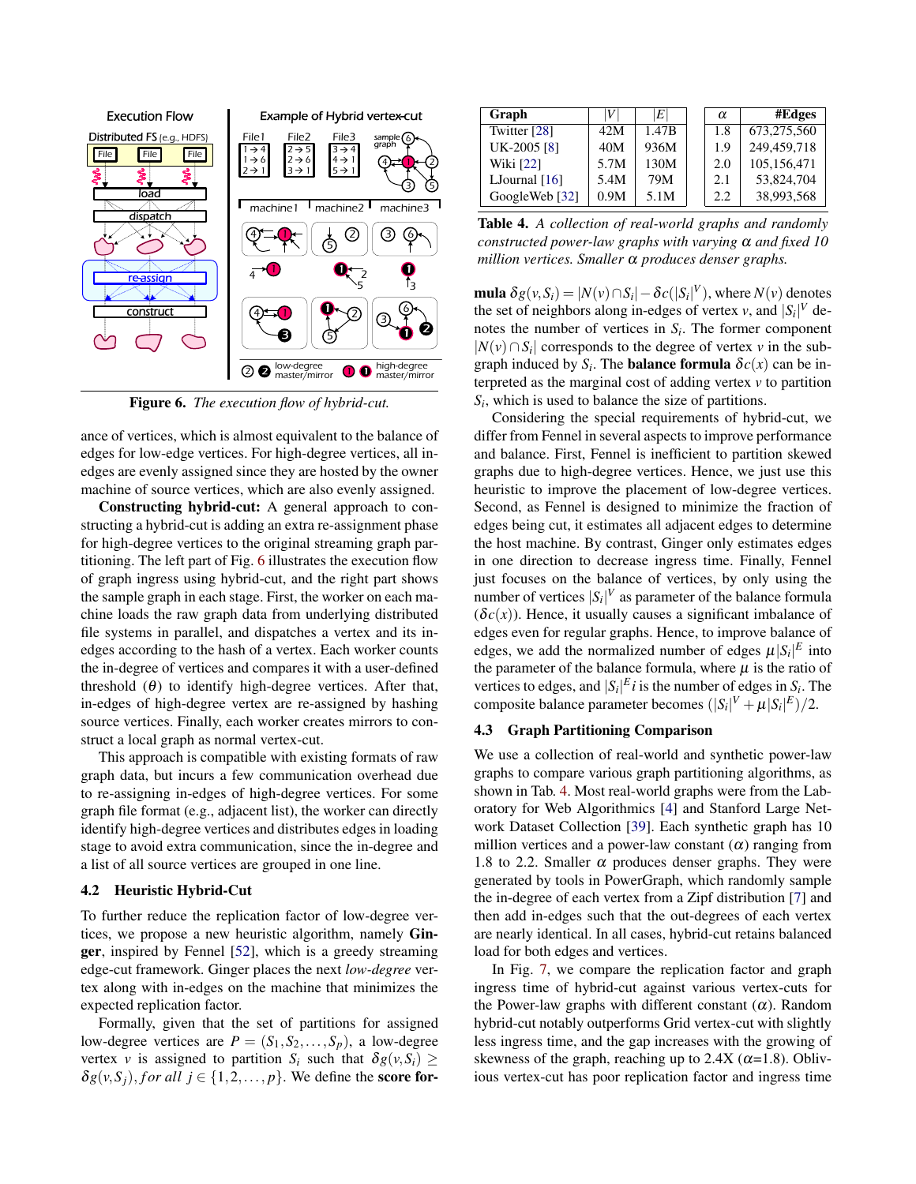Figure 6. *The execution flow of hybrid-cut.*

ance of vertices, which is almost equivalent to the balance of edges for low-edge vertices. For high-degree vertices, all in-edges are evenly assigned since they are hosted by the owner machine of source vertices, which are also evenly assigned.

**Constructing hybrid-cut:** A general approach to constructing a hybrid-cut is adding an extra re-assignment phase for high-degree vertices to the original streaming graph partitioning. The left part of Fig. 6 illustrates the execution flow of graph ingress using hybrid-cut, and the right part shows the sample graph in each stage. First, the worker on each machine loads the raw graph data from underlying distributed file systems in parallel, and dispatches a vertex and its in-edges according to the hash of a vertex. Each worker counts the in-degree of vertices and compares it with a user-defined threshold ($\theta$) to identify high-degree vertices. After that, in-edges of high-degree vertex are re-assigned by hashing source vertices. Finally, each worker creates mirrors to construct a local graph as normal vertex-cut.

This approach is compatible with existing formats of raw graph data, but incurs a few communication overhead due to re-assigning in-edges of high-degree vertices. For some graph file format (e.g., adjacent list), the worker can directly identify high-degree vertices and distributes edges in loading stage to avoid extra communication, since the in-degree and a list of all source vertices are grouped in one line.

### 4.2 Heuristic Hybrid-Cut

To further reduce the replication factor of low-degree vertices, we propose a new heuristic algorithm, namely **Ginger**, inspired by Fennel [52], which is a greedy streaming edge-cut framework. Ginger places the next *low-degree* vertex along with in-edges on the machine that minimizes the expected replication factor.

Formally, given that the set of partitions for assigned low-degree vertices are $P = (S_1, S_2, \ldots, S_p)$, a low-degree vertex $v$ is assigned to partition $S_i$ such that $\delta g(v, S_i) \geq \delta g(v, S_j), \textit{for all } j \in \{1, 2, \ldots, p\}$. We define the **score formula** $\delta g(v, S_i) = |N(v) \cap S_i| - \delta c(|S_i|^V)$, where $N(v)$ denotes the set of neighbors along in-edges of vertex $v$, and $|S_i|^V$ denotes the number of vertices in $S_i$. The former component $|N(v) \cap S_i|$ corresponds to the degree of vertex $v$ in the subgraph induced by $S_i$. The **balance formula** $\delta c(x)$ can be interpreted as the marginal cost of adding vertex $v$ to partition $S_i$, which is used to balance the size of partitions.

Considering the special requirements of hybrid-cut, we differ from Fennel in several aspects to improve performance and balance. First, Fennel is inefficient to partition skewed graphs due to high-degree vertices. Hence, we just use this heuristic to improve the placement of low-degree vertices. Second, as Fennel is designed to minimize the fraction of edges being cut, it estimates all adjacent edges to determine the host machine. By contrast, Ginger only estimates edges in one direction to decrease ingress time. Finally, Fennel just focuses on the balance of vertices, by only using the number of vertices $|S_i|^V$ as parameter of the balance formula ($\delta c(x)$). Hence, it usually causes a significant imbalance of edges even for regular graphs. Hence, to improve balance of edges, we add the normalized number of edges $\mu|S_i|^E$ into the parameter of the balance formula, where $\mu$ is the ratio of vertices to edges, and $|S_i|^E i$ is the number of edges in $S_i$. The composite balance parameter becomes $(|S_i|^V + \mu|S_i|^E)/2$.

| Graph | $\|V\|$ | $\|E\|$ |
|---|---|---|
| Twitter [28] | 42M | 1.47B |
| UK-2005 [8] | 40M | 936M |
| Wiki [22] | 5.7M | 130M |
| LJournal [16] | 5.4M | 79M |
| GoogleWeb [32] | 0.9M | 5.1M |

| $\alpha$ | #Edges |
|---|---|
| 1.8 | 673,275,560 |
| 1.9 | 249,459,718 |
| 2.0 | 105,156,471 |
| 2.1 | 53,824,704 |
| 2.2 | 38,993,568 |

**Table 4.** *A collection of real-world graphs and randomly constructed power-law graphs with varying $\alpha$ and fixed 10 million vertices. Smaller $\alpha$ produces denser graphs.*

### 4.3 Graph Partitioning Comparison

We use a collection of real-world and synthetic power-law graphs to compare various graph partitioning algorithms, as shown in Tab. 4. Most real-world graphs were from the Laboratory for Web Algorithmics [4] and Stanford Large Network Dataset Collection [39]. Each synthetic graph has 10 million vertices and a power-law constant ($\alpha$) ranging from 1.8 to 2.2. Smaller $\alpha$ produces denser graphs. They were generated by tools in PowerGraph, which randomly sample the in-degree of each vertex from a Zipf distribution [7] and then add in-edges such that the out-degrees of each vertex are nearly identical. In all cases, hybrid-cut retains balanced load for both edges and vertices.

In Fig. 7, we compare the replication factor and graph ingress time of hybrid-cut against various vertex-cuts for the Power-law graphs with different constant ($\alpha$). Random hybrid-cut notably outperforms Grid vertex-cut with slightly less ingress time, and the gap increases with the growing of skewness of the graph, reaching up to 2.4X ($\alpha$=1.8). Oblivious vertex-cut has poor replication factor and ingress time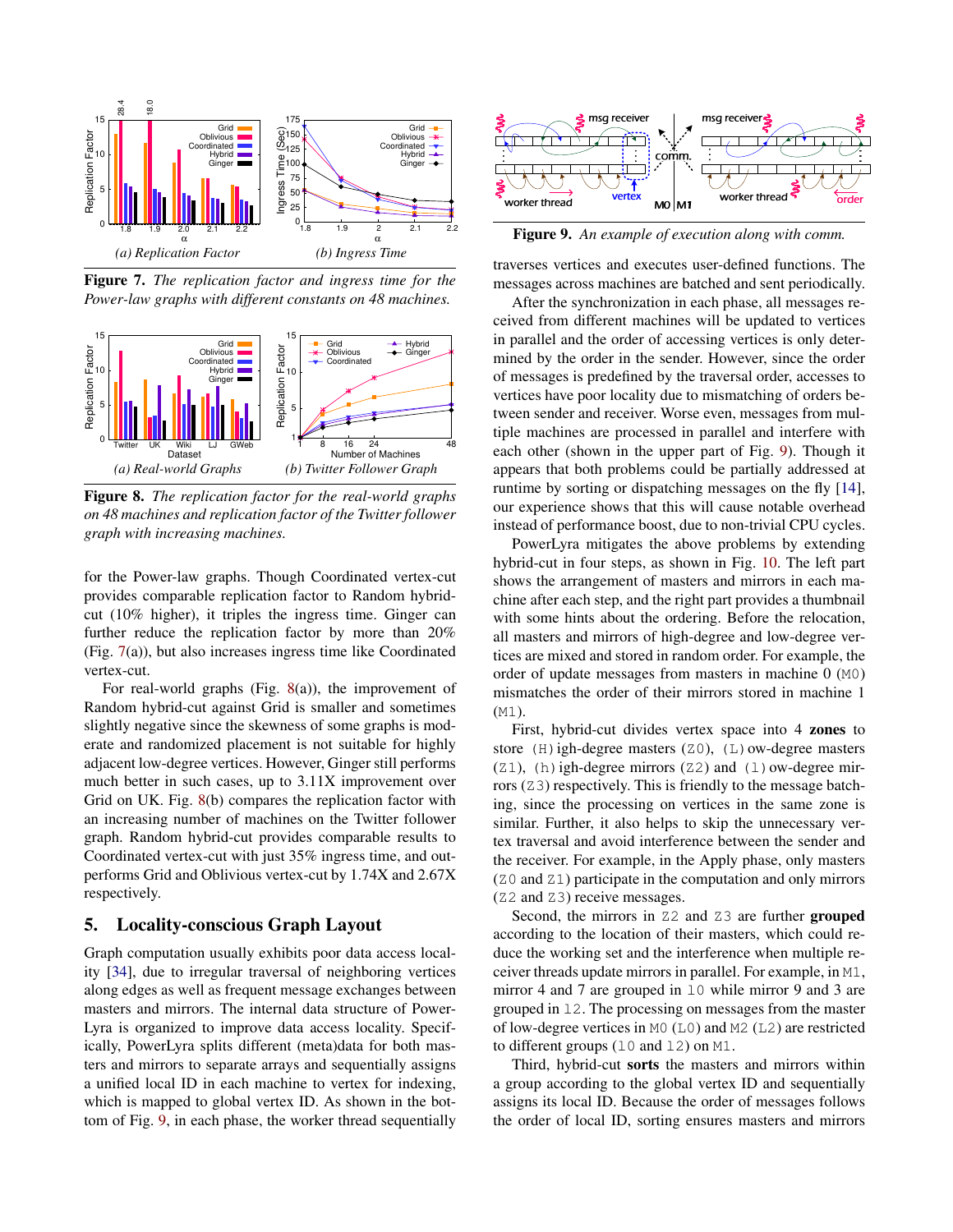**Figure 7.** *The replication factor and ingress time for the Power-law graphs with different constants on 48 machines.*

**Figure 8.** *The replication factor for the real-world graphs on 48 machines and replication factor of the Twitter follower graph with increasing machines.*

for the Power-law graphs. Though Coordinated vertex-cut provides comparable replication factor to Random hybrid-cut (10% higher), it triples the ingress time. Ginger can further reduce the replication factor by more than 20% (Fig. 7(a)), but also increases ingress time like Coordinated vertex-cut.

For real-world graphs (Fig. 8(a)), the improvement of Random hybrid-cut against Grid is smaller and sometimes slightly negative since the skewness of some graphs is moderate and randomized placement is not suitable for highly adjacent low-degree vertices. However, Ginger still performs much better in such cases, up to 3.11X improvement over Grid on UK. Fig. 8(b) compares the replication factor with an increasing number of machines on the Twitter follower graph. Random hybrid-cut provides comparable results to Coordinated vertex-cut with just 35% ingress time, and outperforms Grid and Oblivious vertex-cut by 1.74X and 2.67X respectively.

## 5. Locality-conscious Graph Layout

Graph computation usually exhibits poor data access locality [34], due to irregular traversal of neighboring vertices along edges as well as frequent message exchanges between masters and mirrors. The internal data structure of PowerLyra is organized to improve data access locality. Specifically, PowerLyra splits different (meta)data for both masters and mirrors to separate arrays and sequentially assigns a unified local ID in each machine to vertex for indexing, which is mapped to global vertex ID. As shown in the bottom of Fig. 9, in each phase, the worker thread sequentially traverses vertices and executes user-defined functions. The messages across machines are batched and sent periodically.

**Figure 9.** *An example of execution along with comm.*

After the synchronization in each phase, all messages received from different machines will be updated to vertices in parallel and the order of accessing vertices is only determined by the order in the sender. However, since the order of messages is predefined by the traversal order, accesses to vertices have poor locality due to mismatching of orders between sender and receiver. Worse even, messages from multiple machines are processed in parallel and interfere with each other (shown in the upper part of Fig. 9). Though it appears that both problems could be partially addressed at runtime by sorting or dispatching messages on the fly [14], our experience shows that this will cause notable overhead instead of performance boost, due to non-trivial CPU cycles.

PowerLyra mitigates the above problems by extending hybrid-cut in four steps, as shown in Fig. 10. The left part shows the arrangement of masters and mirrors in each machine after each step, and the right part provides a thumbnail with some hints about the ordering. Before the relocation, all masters and mirrors of high-degree and low-degree vertices are mixed and stored in random order. For example, the order of update messages from masters in machine 0 (`M0`) mismatches the order of their mirrors stored in machine 1 (`M1`).

First, hybrid-cut divides vertex space into 4 **zones** to store (`H`)igh-degree masters (`Z0`), (`L`)ow-degree masters (`Z1`), (`h`)igh-degree mirrors (`Z2`) and (`l`)ow-degree mirrors (`Z3`) respectively. This is friendly to the message batching, since the processing on vertices in the same zone is similar. Further, it also helps to skip the unnecessary vertex traversal and avoid interference between the sender and the receiver. For example, in the Apply phase, only masters (`Z0` and `Z1`) participate in the computation and only mirrors (`Z2` and `Z3`) receive messages.

Second, the mirrors in `Z2` and `Z3` are further **grouped** according to the location of their masters, which could reduce the working set and the interference when multiple receiver threads update mirrors in parallel. For example, in `M1`, mirror 4 and 7 are grouped in `l0` while mirror 9 and 3 are grouped in `l2`. The processing on messages from the master of low-degree vertices in `M0` (`L0`) and `M2` (`L2`) are restricted to different groups (`l0` and `l2`) on `M1`.

Third, hybrid-cut **sorts** the masters and mirrors within a group according to the global vertex ID and sequentially assigns its local ID. Because the order of messages follows the order of local ID, sorting ensures masters and mirrors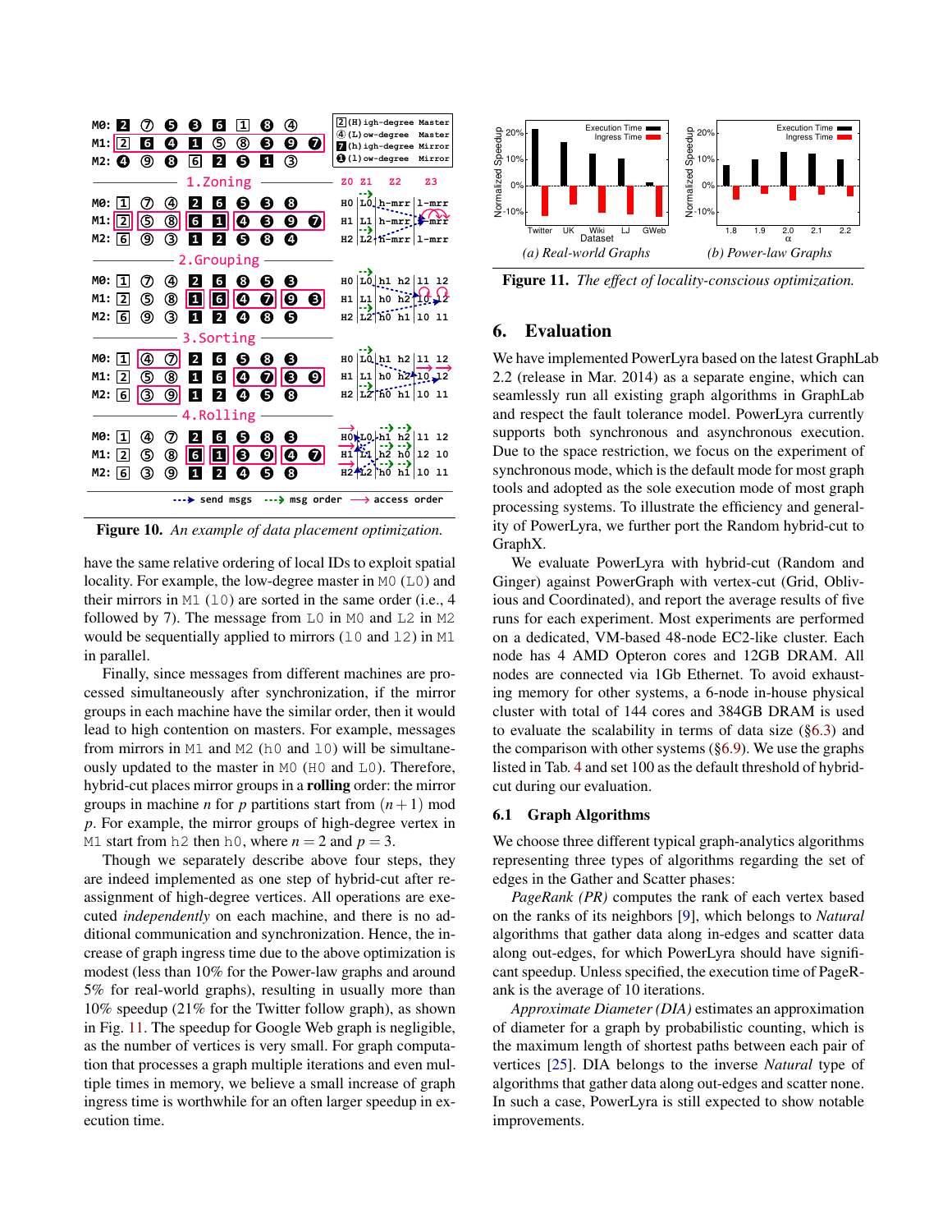Figure 10. *An example of data placement optimization.*

have the same relative ordering of local IDs to exploit spatial locality. For example, the low-degree master in M0 (L0) and their mirrors in M1 (l0) are sorted in the same order (i.e., 4 followed by 7). The message from L0 in M0 and L2 in M2 would be sequentially applied to mirrors (l0 and l2) in M1 in parallel.

Finally, since messages from different machines are processed simultaneously after synchronization, if the mirror groups in each machine have the similar order, then it would lead to high contention on masters. For example, messages from mirrors in M1 and M2 (h0 and l0) will be simultaneously updated to the master in M0 (H0 and L0). Therefore, hybrid-cut places mirror groups in a **rolling** order: the mirror groups in machine $n$ for $p$ partitions start from $(n+1)$ mod $p$. For example, the mirror groups of high-degree vertex in M1 start from h2 then h0, where $n = 2$ and $p = 3$.

Though we separately describe above four steps, they are indeed implemented as one step of hybrid-cut after re-assignment of high-degree vertices. All operations are executed *independently* on each machine, and there is no additional communication and synchronization. Hence, the increase of graph ingress time due to the above optimization is modest (less than 10% for the Power-law graphs and around 5% for real-world graphs), resulting in usually more than 10% speedup (21% for the Twitter follow graph), as shown in Fig. 11. The speedup for Google Web graph is negligible, as the number of vertices is very small. For graph computation that processes a graph multiple iterations and even multiple times in memory, we believe a small increase of graph ingress time is worthwhile for an often larger speedup in execution time.

Figure 11. *The effect of locality-conscious optimization.*

## 6. Evaluation

We have implemented PowerLyra based on the latest GraphLab 2.2 (release in Mar. 2014) as a separate engine, which can seamlessly run all existing graph algorithms in GraphLab and respect the fault tolerance model. PowerLyra currently supports both synchronous and asynchronous execution. Due to the space restriction, we focus on the experiment of synchronous mode, which is the default mode for most graph tools and adopted as the sole execution mode of most graph processing systems. To illustrate the efficiency and generality of PowerLyra, we further port the Random hybrid-cut to GraphX.

We evaluate PowerLyra with hybrid-cut (Random and Ginger) against PowerGraph with vertex-cut (Grid, Oblivious and Coordinated), and report the average results of five runs for each experiment. Most experiments are performed on a dedicated, VM-based 48-node EC2-like cluster. Each node has 4 AMD Opteron cores and 12GB DRAM. All nodes are connected via 1Gb Ethernet. To avoid exhausting memory for other systems, a 6-node in-house physical cluster with total of 144 cores and 384GB DRAM is used to evaluate the scalability in terms of data size (§6.3) and the comparison with other systems (§6.9). We use the graphs listed in Tab. 4 and set 100 as the default threshold of hybrid-cut during our evaluation.

### 6.1 Graph Algorithms

We choose three different typical graph-analytics algorithms representing three types of algorithms regarding the set of edges in the Gather and Scatter phases:

*PageRank (PR)* computes the rank of each vertex based on the ranks of its neighbors [9], which belongs to *Natural* algorithms that gather data along in-edges and scatter data along out-edges, for which PowerLyra should have significant speedup. Unless specified, the execution time of PageRank is the average of 10 iterations.

*Approximate Diameter (DIA)* estimates an approximation of diameter for a graph by probabilistic counting, which is the maximum length of shortest paths between each pair of vertices [25]. DIA belongs to the inverse *Natural* type of algorithms that gather data along out-edges and scatter none. In such a case, PowerLyra is still expected to show notable improvements.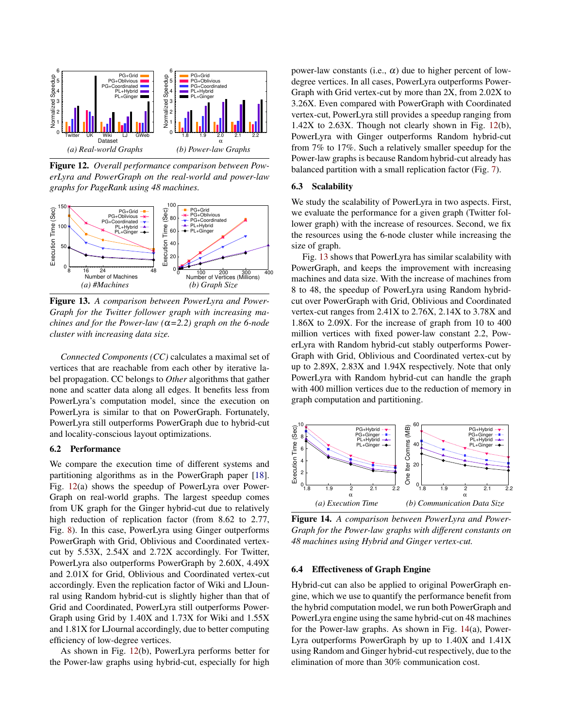**Figure 12.** *Overall performance comparison between PowerLyra and PowerGraph on the real-world and power-law graphs for PageRank using 48 machines.*

**Figure 13.** *A comparison between PowerLyra and PowerGraph for the Twitter follower graph with increasing machines and for the Power-law ($\alpha$=2.2) graph on the 6-node cluster with increasing data size.*

*Connected Components (CC)* calculates a maximal set of vertices that are reachable from each other by iterative label propagation. CC belongs to *Other* algorithms that gather none and scatter data along all edges. It benefits less from PowerLyra's computation model, since the execution on PowerLyra is similar to that on PowerGraph. Fortunately, PowerLyra still outperforms PowerGraph due to hybrid-cut and locality-conscious layout optimizations.

### 6.2 Performance

We compare the execution time of different systems and partitioning algorithms as in the PowerGraph paper [18]. Fig. 12(a) shows the speedup of PowerLyra over PowerGraph on real-world graphs. The largest speedup comes from UK graph for the Ginger hybrid-cut due to relatively high reduction of replication factor (from 8.62 to 2.77, Fig. 8). In this case, PowerLyra using Ginger outperforms PowerGraph with Grid, Oblivious and Coordinated vertex-cut by 5.53X, 2.54X and 2.72X accordingly. For Twitter, PowerLyra also outperforms PowerGraph by 2.60X, 4.49X and 2.01X for Grid, Oblivious and Coordinated vertex-cut accordingly. Even the replication factor of Wiki and LJournal using Random hybrid-cut is slightly higher than that of Grid and Coordinated, PowerLyra still outperforms PowerGraph using Grid by 1.40X and 1.73X for Wiki and 1.55X and 1.81X for LJournal accordingly, due to better computing efficiency of low-degree vertices.

As shown in Fig. 12(b), PowerLyra performs better for the Power-law graphs using hybrid-cut, especially for high power-law constants (i.e., $\alpha$) due to higher percent of low-degree vertices. In all cases, PowerLyra outperforms PowerGraph with Grid vertex-cut by more than 2X, from 2.02X to 3.26X. Even compared with PowerGraph with Coordinated vertex-cut, PowerLyra still provides a speedup ranging from 1.42X to 2.63X. Though not clearly shown in Fig. 12(b), PowerLyra with Ginger outperforms Random hybrid-cut from 7% to 17%. Such a relatively smaller speedup for the Power-law graphs is because Random hybrid-cut already has balanced partition with a small replication factor (Fig. 7).

### 6.3 Scalability

We study the scalability of PowerLyra in two aspects. First, we evaluate the performance for a given graph (Twitter follower graph) with the increase of resources. Second, we fix the resources using the 6-node cluster while increasing the size of graph.

Fig. 13 shows that PowerLyra has similar scalability with PowerGraph, and keeps the improvement with increasing machines and data size. With the increase of machines from 8 to 48, the speedup of PowerLyra using Random hybrid-cut over PowerGraph with Grid, Oblivious and Coordinated vertex-cut ranges from 2.41X to 2.76X, 2.14X to 3.78X and 1.86X to 2.09X. For the increase of graph from 10 to 400 million vertices with fixed power-law constant 2.2, PowerLyra with Random hybrid-cut stably outperforms PowerGraph with Grid, Oblivious and Coordinated vertex-cut by up to 2.89X, 2.83X and 1.94X respectively. Note that only PowerLyra with Random hybrid-cut can handle the graph with 400 million vertices due to the reduction of memory in graph computation and partitioning.

**Figure 14.** *A comparison between PowerLyra and PowerGraph for the Power-law graphs with different constants on 48 machines using Hybrid and Ginger vertex-cut.*

### 6.4 Effectiveness of Graph Engine

Hybrid-cut can also be applied to original PowerGraph engine, which we use to quantify the performance benefit from the hybrid computation model, we run both PowerGraph and PowerLyra engine using the same hybrid-cut on 48 machines for the Power-law graphs. As shown in Fig. 14(a), PowerLyra outperforms PowerGraph by up to 1.40X and 1.41X using Random and Ginger hybrid-cut respectively, due to the elimination of more than 30% communication cost.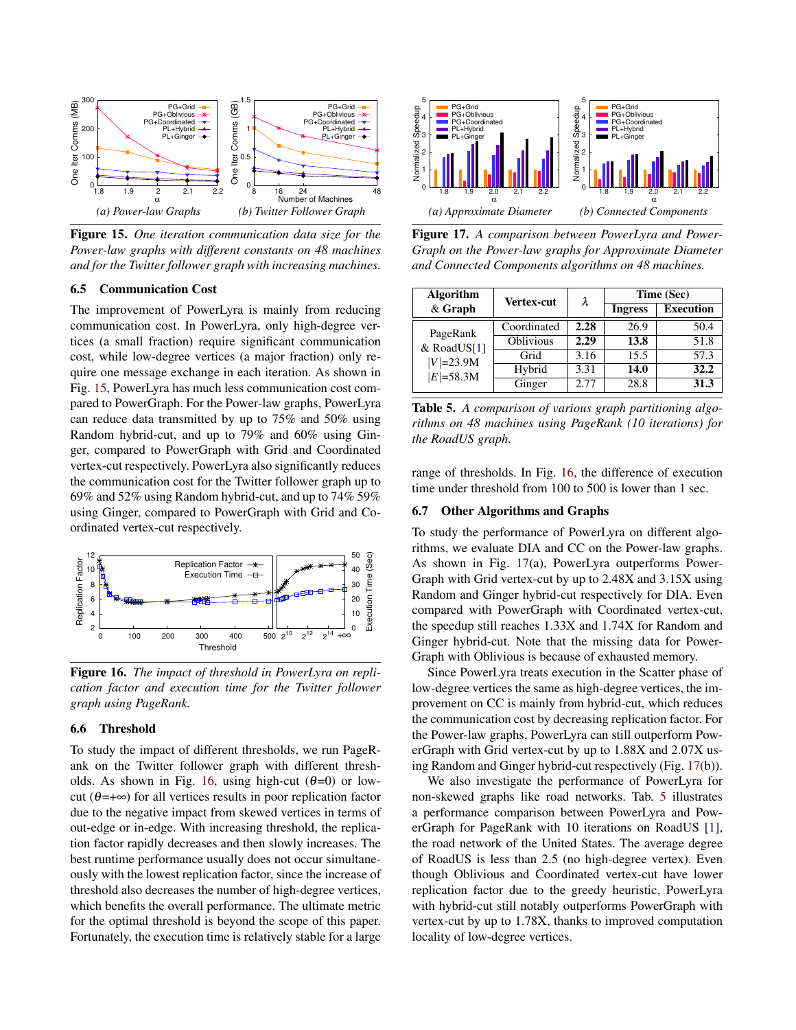Figure 15. *One iteration communication data size for the Power-law graphs with different constants on 48 machines and for the Twitter follower graph with increasing machines.*

## 6.5 Communication Cost

The improvement of PowerLyra is mainly from reducing communication cost. In PowerLyra, only high-degree vertices (a small fraction) require significant communication cost, while low-degree vertices (a major fraction) only require one message exchange in each iteration. As shown in Fig. 15, PowerLyra has much less communication cost compared to PowerGraph. For the Power-law graphs, PowerLyra can reduce data transmitted by up to 75% and 50% using Random hybrid-cut, and up to 79% and 60% using Ginger, compared to PowerGraph with Grid and Coordinated vertex-cut respectively. PowerLyra also significantly reduces the communication cost for the Twitter follower graph up to 69% and 52% using Random hybrid-cut, and up to 74% 59% using Ginger, compared to PowerGraph with Grid and Coordinated vertex-cut respectively.

Figure 16. *The impact of threshold in PowerLyra on replication factor and execution time for the Twitter follower graph using PageRank.*

## 6.6 Threshold

To study the impact of different thresholds, we run PageRank on the Twitter follower graph with different thresholds. As shown in Fig. 16, using high-cut ($\theta$=0) or low-cut ($\theta$=+$\infty$) for all vertices results in poor replication factor due to the negative impact from skewed vertices in terms of out-edge or in-edge. With increasing threshold, the replication factor rapidly decreases and then slowly increases. The best runtime performance usually does not occur simultaneously with the lowest replication factor, since the increase of threshold also decreases the number of high-degree vertices, which benefits the overall performance. The ultimate metric for the optimal threshold is beyond the scope of this paper. Fortunately, the execution time is relatively stable for a large range of thresholds. In Fig. 16, the difference of execution time under threshold from 100 to 500 is lower than 1 sec.

Figure 17. *A comparison between PowerLyra and PowerGraph on the Power-law graphs for Approximate Diameter and Connected Components algorithms on 48 machines.*

| Algorithm & Graph | Vertex-cut | $\lambda$ | Time (Sec) Ingress | Time (Sec) Execution |
|---|---|---|---|---|
| PageRank & RoadUS[1] $\lvert V\rvert$=23.9M $\lvert E\rvert$=58.3M | Coordinated | **2.28** | 26.9 | 50.4 |
| | Oblivious | **2.29** | **13.8** | 51.8 |
| | Grid | 3.16 | 15.5 | 57.3 |
| | Hybrid | 3.31 | **14.0** | **32.2** |
| | Ginger | 2.77 | 28.8 | **31.3** |

Table 5. *A comparison of various graph partitioning algorithms on 48 machines using PageRank (10 iterations) for the RoadUS graph.*

## 6.7 Other Algorithms and Graphs

To study the performance of PowerLyra on different algorithms, we evaluate DIA and CC on the Power-law graphs. As shown in Fig. 17(a), PowerLyra outperforms PowerGraph with Grid vertex-cut by up to 2.48X and 3.15X using Random and Ginger hybrid-cut respectively for DIA. Even compared with PowerGraph with Coordinated vertex-cut, the speedup still reaches 1.33X and 1.74X for Random and Ginger hybrid-cut. Note that the missing data for PowerGraph with Oblivious is because of exhausted memory.

Since PowerLyra treats execution in the Scatter phase of low-degree vertices the same as high-degree vertices, the improvement on CC is mainly from hybrid-cut, which reduces the communication cost by decreasing replication factor. For the Power-law graphs, PowerLyra can still outperform PowerGraph with Grid vertex-cut by up to 1.88X and 2.07X using Random and Ginger hybrid-cut respectively (Fig. 17(b)).

We also investigate the performance of PowerLyra for non-skewed graphs like road networks. Tab. 5 illustrates a performance comparison between PowerLyra and PowerGraph for PageRank with 10 iterations on RoadUS [1], the road network of the United States. The average degree of RoadUS is less than 2.5 (no high-degree vertex). Even though Oblivious and Coordinated vertex-cut have lower replication factor due to the greedy heuristic, PowerLyra with hybrid-cut still notably outperforms PowerGraph with vertex-cut by up to 1.78X, thanks to improved computation locality of low-degree vertices.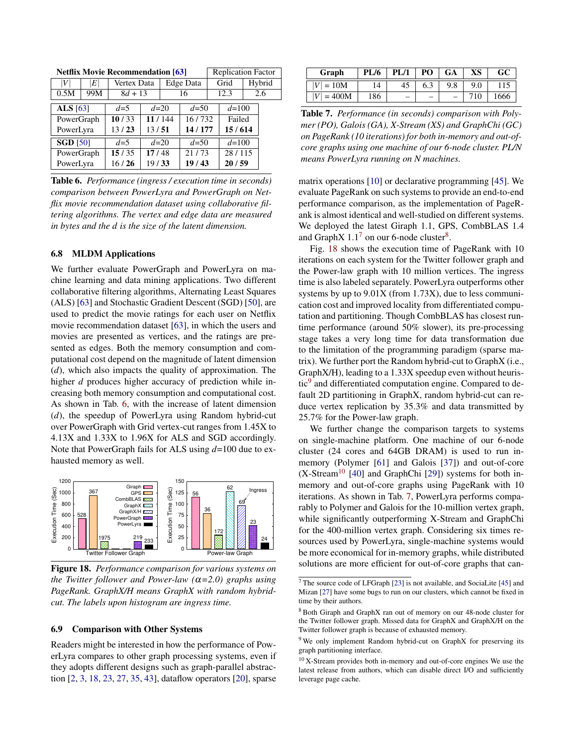| Netflix Movie Recommendation [63] | | | | Replication Factor | |
|---|---|---|---|---|---|
| $\|V\|$ | $\|E\|$ | Vertex Data | Edge Data | Grid | Hybrid |
| 0.5M | 99M | $8d + 13$ | 16 | 12.3 | 2.6 |

| ALS [63] | $d$=5 | $d$=20 | $d$=50 | $d$=100 |
|---|---|---|---|---|
| PowerGraph | **10** / 33 | **11** / 144 | 16 / 732 | Failed |
| PowerLyra | 13 / **23** | 13 / **51** | **14** / **177** | **15** / **614** |
| **SGD** [50] | $d$=5 | $d$=20 | $d$=50 | $d$=100 |
| PowerGraph | **15** / 35 | **17** / 48 | 21 / 73 | 28 / 115 |
| PowerLyra | 16 / **26** | 19 / **33** | **19** / **43** | **20** / **59** |

**Table 6.** *Performance (ingress / execution time in seconds) comparison between PowerLyra and PowerGraph on Netflix movie recommendation dataset using collaborative filtering algorithms. The vertex and edge data are measured in bytes and the d is the size of the latent dimension.*

### 6.8 MLDM Applications

We further evaluate PowerGraph and PowerLyra on machine learning and data mining applications. Two different collaborative filtering algorithms, Alternating Least Squares (ALS) [63] and Stochastic Gradient Descent (SGD) [50], are used to predict the movie ratings for each user on Netflix movie recommendation dataset [63], in which the users and movies are presented as vertices, and the ratings are presented as edges. Both the memory consumption and computational cost depend on the magnitude of latent dimension ($d$), which also impacts the quality of approximation. The higher $d$ produces higher accuracy of prediction while increasing both memory consumption and computational cost. As shown in Tab. 6, with the increase of latent dimension ($d$), the speedup of PowerLyra using Random hybrid-cut over PowerGraph with Grid vertex-cut ranges from 1.45X to 4.13X and 1.33X to 1.96X for ALS and SGD accordingly. Note that PowerGraph fails for ALS using $d$=100 due to exhausted memory as well.

**Figure 18.** *Performance comparison for various systems on the Twitter follower and Power-law ($\alpha$=2.0) graphs using PageRank. GraphX/H means GraphX with random hybrid-cut. The labels upon histogram are ingress time.*

### 6.9 Comparison with Other Systems

Readers might be interested in how the performance of PowerLyra compares to other graph processing systems, even if they adopts different designs such as graph-parallel abstraction [2, 3, 18, 23, 27, 35, 43], dataflow operators [20], sparse matrix operations [10] or declarative programming [45]. We evaluate PageRank on such systems to provide an end-to-end performance comparison, as the implementation of PageRank is almost identical and well-studied on different systems. We deployed the latest Giraph 1.1, GPS, CombBLAS 1.4 and GraphX 1.1[7] on our 6-node cluster[8].

Fig. 18 shows the execution time of PageRank with 10 iterations on each system for the Twitter follower graph and the Power-law graph with 10 million vertices. The ingress time is also labeled separately. PowerLyra outperforms other systems by up to 9.01X (from 1.73X), due to less communication cost and improved locality from differentiated computation and partitioning. Though CombBLAS has closest runtime performance (around 50% slower), its pre-processing stage takes a very long time for data transformation due to the limitation of the programming paradigm (sparse matrix). We further port the Random hybrid-cut to GraphX (i.e., GraphX/H), leading to a 1.33X speedup even without heuristic[9] and differentiated computation engine. Compared to default 2D partitioning in GraphX, random hybrid-cut can reduce vertex replication by 35.3% and data transmitted by 25.7% for the Power-law graph.

| Graph | PL/6 | PL/1 | PO | GA | XS | GC |
|---|---|---|---|---|---|---|
| $\|V\| = 10$M | 14 | 45 | 6.3 | 9.8 | 9.0 | 115 |
| $\|V\| = 400$M | 186 | – | – | – | 710 | 1666 |

**Table 7.** *Performance (in seconds) comparison with Polymer (PO), Galois (GA), X-Stream (XS) and GraphChi (GC) on PageRank (10 iterations) for both in-memory and out-of-core graphs using one machine of our 6-node cluster. PL/N means PowerLyra running on N machines.*

We further change the comparison targets to systems on single-machine platform. One machine of our 6-node cluster (24 cores and 64GB DRAM) is used to run in-memory (Polymer [61] and Galois [37]) and out-of-core (X-Stream[10] [40] and GraphChi [29]) systems for both in-memory and out-of-core graphs using PageRank with 10 iterations. As shown in Tab. 7, PowerLyra performs comparably to Polymer and Galois for the 10-million vertex graph, while significantly outperforming X-Stream and GraphChi for the 400-million vertex graph. Considering six times resources used by PowerLyra, single-machine systems would be more economical for in-memory graphs, while distributed solutions are more efficient for out-of-core graphs that can-

[7] The source code of LFGraph [23] is not available, and SociaLite [45] and Mizan [27] have some bugs to run on our clusters, which cannot be fixed in time by their authors.

[8] Both Giraph and GraphX ran out of memory on our 48-node cluster for the Twitter follower graph. Missed data for GraphX and GraphX/H on the Twitter follower graph is because of exhausted memory.

[9] We only implement Random hybrid-cut on GraphX for preserving its graph partitioning interface.

[10] X-Stream provides both in-memory and out-of-core engines We use the latest release from authors, which can disable direct I/O and sufficiently leverage page cache.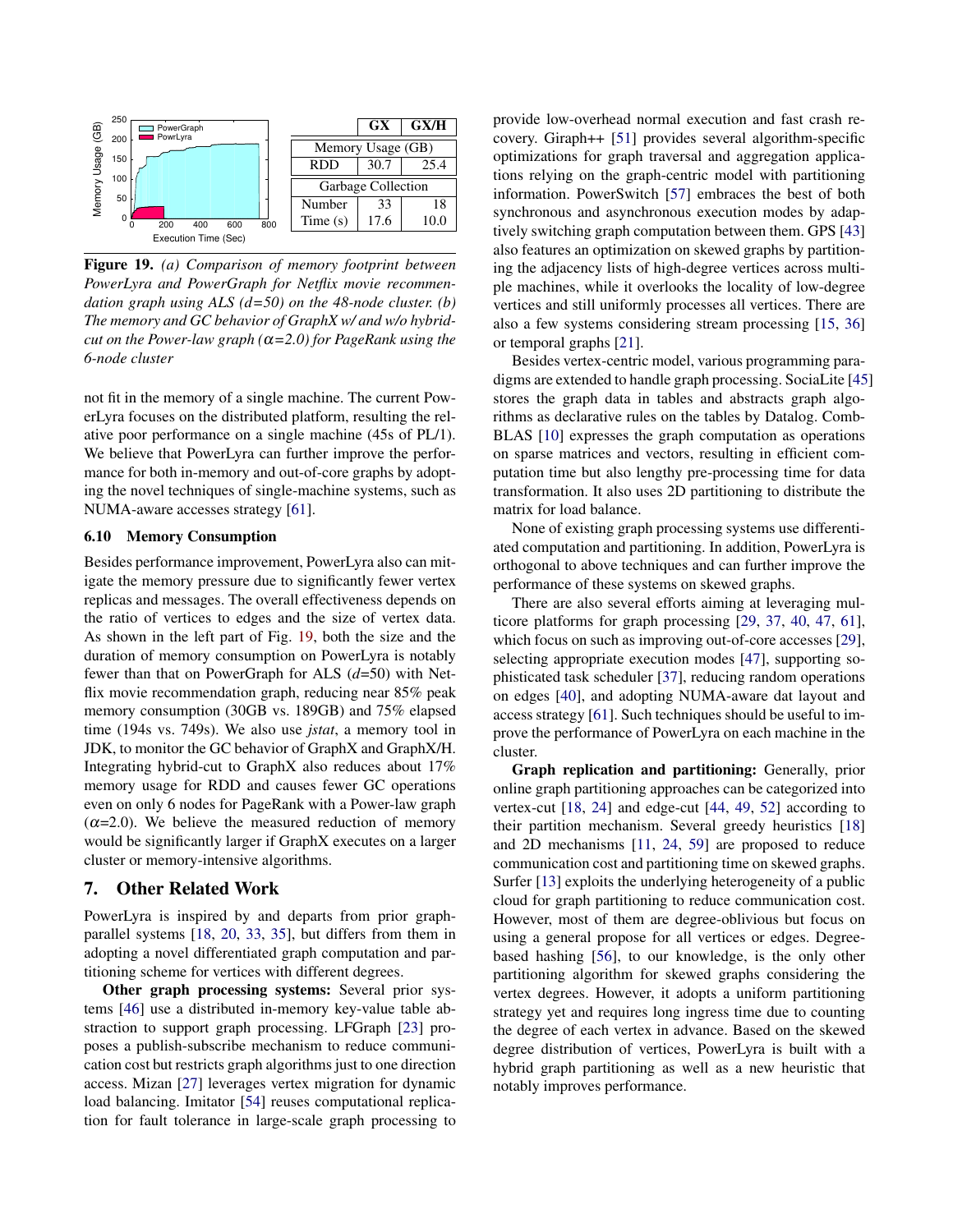| | GX | GX/H |
|---|---|---|
| Memory Usage (GB) | | |
| RDD | 30.7 | 25.4 |
| Garbage Collection | | |
| Number | 33 | 18 |
| Time (s) | 17.6 | 10.0 |

**Figure 19.** *(a) Comparison of memory footprint between PowerLyra and PowerGraph for Netflix movie recommendation graph using ALS (d=50) on the 48-node cluster. (b) The memory and GC behavior of GraphX w/ and w/o hybrid-cut on the Power-law graph ($\alpha$=2.0) for PageRank using the 6-node cluster*

not fit in the memory of a single machine. The current PowerLyra focuses on the distributed platform, resulting the relative poor performance on a single machine (45s of PL/1). We believe that PowerLyra can further improve the performance for both in-memory and out-of-core graphs by adopting the novel techniques of single-machine systems, such as NUMA-aware accesses strategy [61].

### 6.10 Memory Consumption

Besides performance improvement, PowerLyra also can mitigate the memory pressure due to significantly fewer vertex replicas and messages. The overall effectiveness depends on the ratio of vertices to edges and the size of vertex data. As shown in the left part of Fig. 19, both the size and the duration of memory consumption on PowerLyra is notably fewer than that on PowerGraph for ALS ($d$=50) with Netflix movie recommendation graph, reducing near 85% peak memory consumption (30GB vs. 189GB) and 75% elapsed time (194s vs. 749s). We also use *jstat*, a memory tool in JDK, to monitor the GC behavior of GraphX and GraphX/H. Integrating hybrid-cut to GraphX also reduces about 17% memory usage for RDD and causes fewer GC operations even on only 6 nodes for PageRank with a Power-law graph ($\alpha$=2.0). We believe the measured reduction of memory would be significantly larger if GraphX executes on a larger cluster or memory-intensive algorithms.

## 7. Other Related Work

PowerLyra is inspired by and departs from prior graph-parallel systems [18, 20, 33, 35], but differs from them in adopting a novel differentiated graph computation and partitioning scheme for vertices with different degrees.

**Other graph processing systems:** Several prior systems [46] use a distributed in-memory key-value table abstraction to support graph processing. LFGraph [23] proposes a publish-subscribe mechanism to reduce communication cost but restricts graph algorithms just to one direction access. Mizan [27] leverages vertex migration for dynamic load balancing. Imitator [54] reuses computational replication for fault tolerance in large-scale graph processing to provide low-overhead normal execution and fast crash recovery. Giraph++ [51] provides several algorithm-specific optimizations for graph traversal and aggregation applications relying on the graph-centric model with partitioning information. PowerSwitch [57] embraces the best of both synchronous and asynchronous execution modes by adaptively switching graph computation between them. GPS [43] also features an optimization on skewed graphs by partitioning the adjacency lists of high-degree vertices across multiple machines, while it overlooks the locality of low-degree vertices and still uniformly processes all vertices. There are also a few systems considering stream processing [15, 36] or temporal graphs [21].

Besides vertex-centric model, various programming paradigms are extended to handle graph processing. SociaLite [45] stores the graph data in tables and abstracts graph algorithms as declarative rules on the tables by Datalog. CombBLAS [10] expresses the graph computation as operations on sparse matrices and vectors, resulting in efficient computation time but also lengthy pre-processing time for data transformation. It also uses 2D partitioning to distribute the matrix for load balance.

None of existing graph processing systems use differentiated computation and partitioning. In addition, PowerLyra is orthogonal to above techniques and can further improve the performance of these systems on skewed graphs.

There are also several efforts aiming at leveraging multicore platforms for graph processing [29, 37, 40, 47, 61], which focus on such as improving out-of-core accesses [29], selecting appropriate execution modes [47], supporting sophisticated task scheduler [37], reducing random operations on edges [40], and adopting NUMA-aware dat layout and access strategy [61]. Such techniques should be useful to improve the performance of PowerLyra on each machine in the cluster.

**Graph replication and partitioning:** Generally, prior online graph partitioning approaches can be categorized into vertex-cut [18, 24] and edge-cut [44, 49, 52] according to their partition mechanism. Several greedy heuristics [18] and 2D mechanisms [11, 24, 59] are proposed to reduce communication cost and partitioning time on skewed graphs. Surfer [13] exploits the underlying heterogeneity of a public cloud for graph partitioning to reduce communication cost. However, most of them are degree-oblivious but focus on using a general propose for all vertices or edges. Degree-based hashing [56], to our knowledge, is the only other partitioning algorithm for skewed graphs considering the vertex degrees. However, it adopts a uniform partitioning strategy yet and requires long ingress time due to counting the degree of each vertex in advance. Based on the skewed degree distribution of vertices, PowerLyra is built with a hybrid graph partitioning as well as a new heuristic that notably improves performance.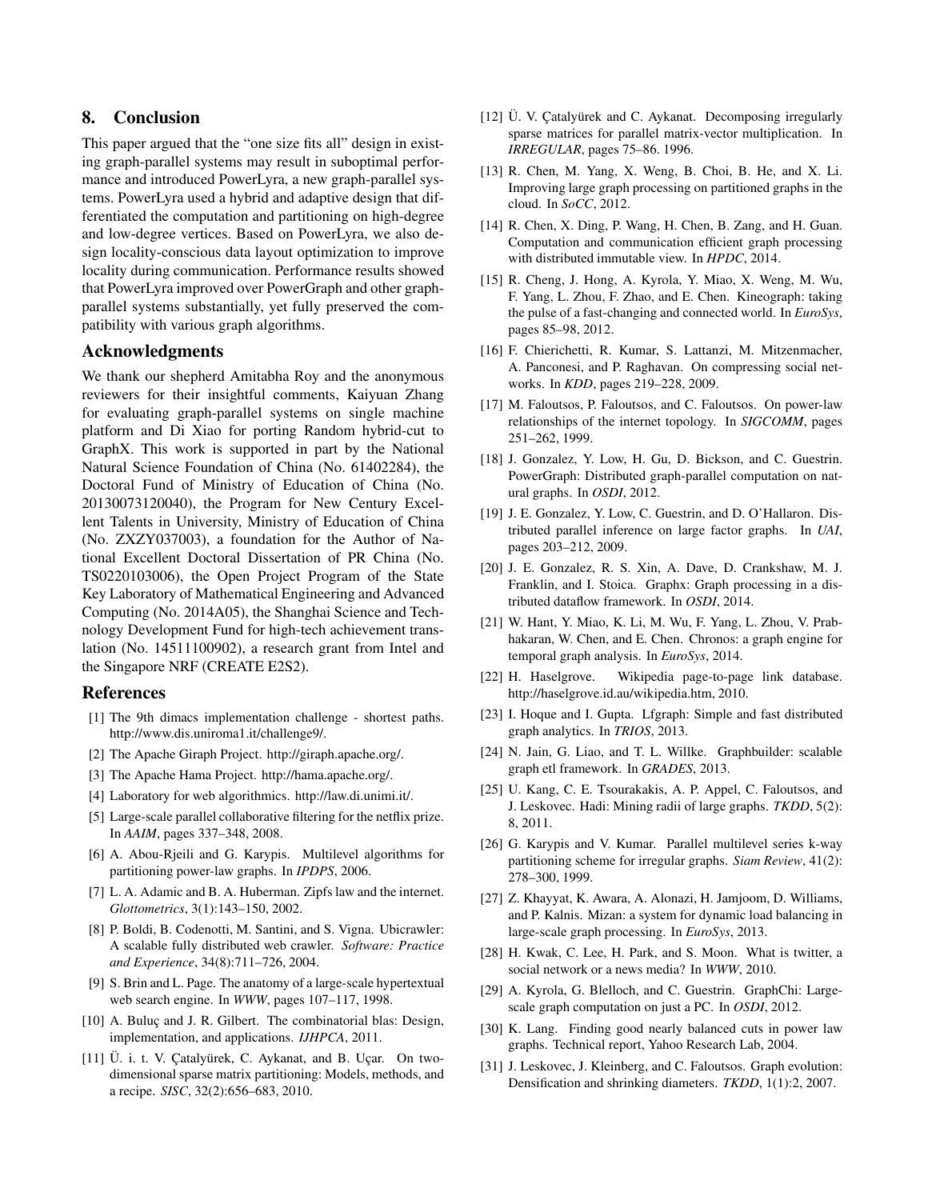## 8. Conclusion

This paper argued that the "one size fits all" design in existing graph-parallel systems may result in suboptimal performance and introduced PowerLyra, a new graph-parallel systems. PowerLyra used a hybrid and adaptive design that differentiated the computation and partitioning on high-degree and low-degree vertices. Based on PowerLyra, we also design locality-conscious data layout optimization to improve locality during communication. Performance results showed that PowerLyra improved over PowerGraph and other graph-parallel systems substantially, yet fully preserved the compatibility with various graph algorithms.

## Acknowledgments

We thank our shepherd Amitabha Roy and the anonymous reviewers for their insightful comments, Kaiyuan Zhang for evaluating graph-parallel systems on single machine platform and Di Xiao for porting Random hybrid-cut to GraphX. This work is supported in part by the National Natural Science Foundation of China (No. 61402284), the Doctoral Fund of Ministry of Education of China (No. 20130073120040), the Program for New Century Excellent Talents in University, Ministry of Education of China (No. ZXZY037003), a foundation for the Author of National Excellent Doctoral Dissertation of PR China (No. TS0220103006), the Open Project Program of the State Key Laboratory of Mathematical Engineering and Advanced Computing (No. 2014A05), the Shanghai Science and Technology Development Fund for high-tech achievement translation (No. 14511100902), a research grant from Intel and the Singapore NRF (CREATE E2S2).

## References

[1] The 9th dimacs implementation challenge - shortest paths. http://www.dis.uniroma1.it/challenge9/.

[2] The Apache Giraph Project. http://giraph.apache.org/.

[3] The Apache Hama Project. http://hama.apache.org/.

[4] Laboratory for web algorithmics. http://law.di.unimi.it/.

[5] Large-scale parallel collaborative filtering for the netflix prize. In *AAIM*, pages 337–348, 2008.

[6] A. Abou-Rjeili and G. Karypis. Multilevel algorithms for partitioning power-law graphs. In *IPDPS*, 2006.

[7] L. A. Adamic and B. A. Huberman. Zipfs law and the internet. *Glottometrics*, 3(1):143–150, 2002.

[8] P. Boldi, B. Codenotti, M. Santini, and S. Vigna. Ubicrawler: A scalable fully distributed web crawler. *Software: Practice and Experience*, 34(8):711–726, 2004.

[9] S. Brin and L. Page. The anatomy of a large-scale hypertextual web search engine. In *WWW*, pages 107–117, 1998.

[10] A. Buluç and J. R. Gilbert. The combinatorial blas: Design, implementation, and applications. *IJHPCA*, 2011.

[11] Ü. i. t. V. Çatalyürek, C. Aykanat, and B. Uçar. On two-dimensional sparse matrix partitioning: Models, methods, and a recipe. *SISC*, 32(2):656–683, 2010.

[12] Ü. V. Çatalyürek and C. Aykanat. Decomposing irregularly sparse matrices for parallel matrix-vector multiplication. In *IRREGULAR*, pages 75–86. 1996.

[13] R. Chen, M. Yang, X. Weng, B. Choi, B. He, and X. Li. Improving large graph processing on partitioned graphs in the cloud. In *SoCC*, 2012.

[14] R. Chen, X. Ding, P. Wang, H. Chen, B. Zang, and H. Guan. Computation and communication efficient graph processing with distributed immutable view. In *HPDC*, 2014.

[15] R. Cheng, J. Hong, A. Kyrola, Y. Miao, X. Weng, M. Wu, F. Yang, L. Zhou, F. Zhao, and E. Chen. Kineograph: taking the pulse of a fast-changing and connected world. In *EuroSys*, pages 85–98, 2012.

[16] F. Chierichetti, R. Kumar, S. Lattanzi, M. Mitzenmacher, A. Panconesi, and P. Raghavan. On compressing social networks. In *KDD*, pages 219–228, 2009.

[17] M. Faloutsos, P. Faloutsos, and C. Faloutsos. On power-law relationships of the internet topology. In *SIGCOMM*, pages 251–262, 1999.

[18] J. Gonzalez, Y. Low, H. Gu, D. Bickson, and C. Guestrin. PowerGraph: Distributed graph-parallel computation on natural graphs. In *OSDI*, 2012.

[19] J. E. Gonzalez, Y. Low, C. Guestrin, and D. O'Hallaron. Distributed parallel inference on large factor graphs. In *UAI*, pages 203–212, 2009.

[20] J. E. Gonzalez, R. S. Xin, A. Dave, D. Crankshaw, M. J. Franklin, and I. Stoica. Graphx: Graph processing in a distributed dataflow framework. In *OSDI*, 2014.

[21] W. Hant, Y. Miao, K. Li, M. Wu, F. Yang, L. Zhou, V. Prabhakaran, W. Chen, and E. Chen. Chronos: a graph engine for temporal graph analysis. In *EuroSys*, 2014.

[22] H. Haselgrove. Wikipedia page-to-page link database. http://haselgrove.id.au/wikipedia.htm, 2010.

[23] I. Hoque and I. Gupta. Lfgraph: Simple and fast distributed graph analytics. In *TRIOS*, 2013.

[24] N. Jain, G. Liao, and T. L. Willke. Graphbuilder: scalable graph etl framework. In *GRADES*, 2013.

[25] U. Kang, C. E. Tsourakakis, A. P. Appel, C. Faloutsos, and J. Leskovec. Hadi: Mining radii of large graphs. *TKDD*, 5(2): 8, 2011.

[26] G. Karypis and V. Kumar. Parallel multilevel series k-way partitioning scheme for irregular graphs. *Siam Review*, 41(2): 278–300, 1999.

[27] Z. Khayyat, K. Awara, A. Alonazi, H. Jamjoom, D. Williams, and P. Kalnis. Mizan: a system for dynamic load balancing in large-scale graph processing. In *EuroSys*, 2013.

[28] H. Kwak, C. Lee, H. Park, and S. Moon. What is twitter, a social network or a news media? In *WWW*, 2010.

[29] A. Kyrola, G. Blelloch, and C. Guestrin. GraphChi: Large-scale graph computation on just a PC. In *OSDI*, 2012.

[30] K. Lang. Finding good nearly balanced cuts in power law graphs. Technical report, Yahoo Research Lab, 2004.

[31] J. Leskovec, J. Kleinberg, and C. Faloutsos. Graph evolution: Densification and shrinking diameters. *TKDD*, 1(1):2, 2007.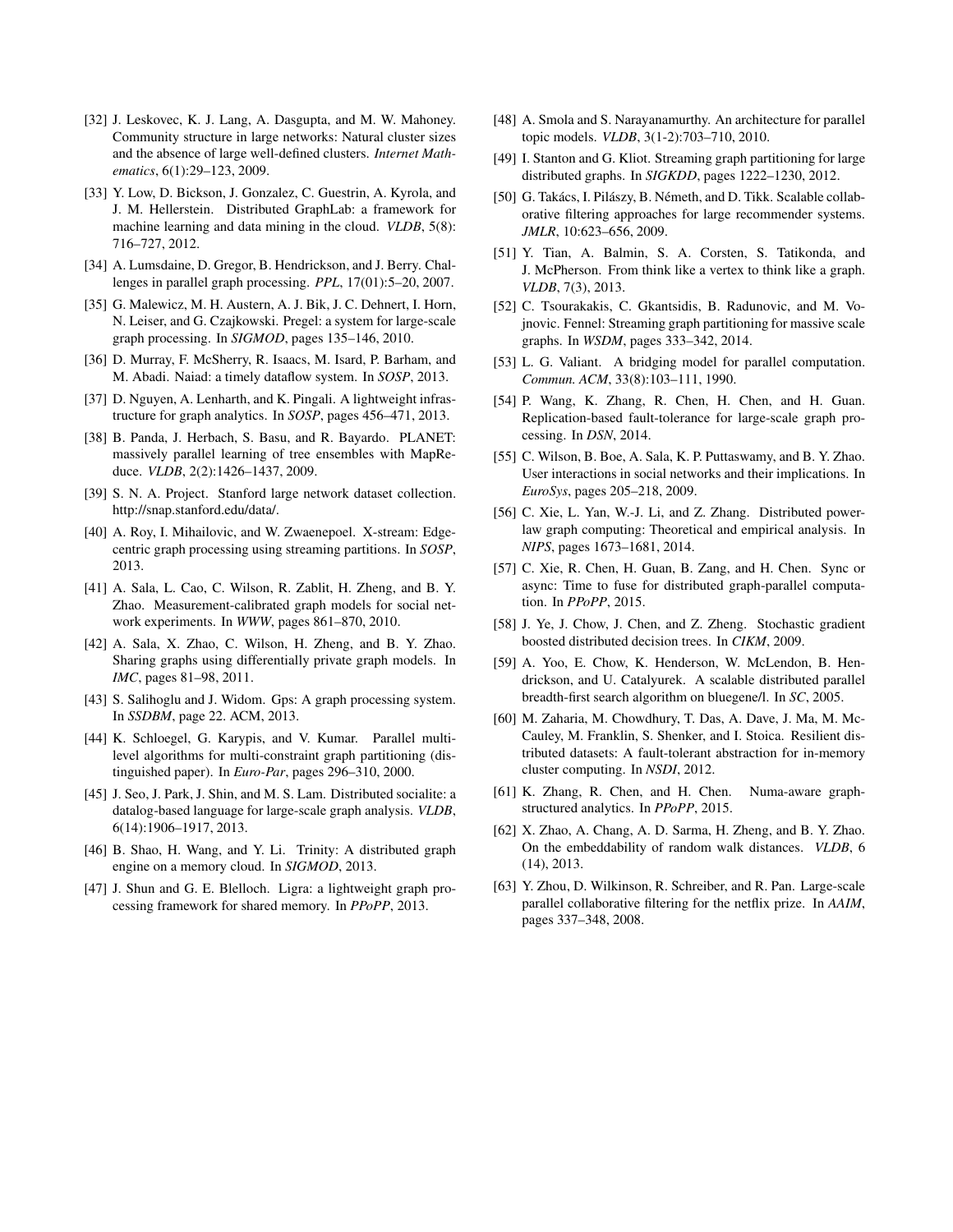[32] J. Leskovec, K. J. Lang, A. Dasgupta, and M. W. Mahoney. Community structure in large networks: Natural cluster sizes and the absence of large well-defined clusters. *Internet Mathematics*, 6(1):29–123, 2009.

[33] Y. Low, D. Bickson, J. Gonzalez, C. Guestrin, A. Kyrola, and J. M. Hellerstein. Distributed GraphLab: a framework for machine learning and data mining in the cloud. *VLDB*, 5(8): 716–727, 2012.

[34] A. Lumsdaine, D. Gregor, B. Hendrickson, and J. Berry. Challenges in parallel graph processing. *PPL*, 17(01):5–20, 2007.

[35] G. Malewicz, M. H. Austern, A. J. Bik, J. C. Dehnert, I. Horn, N. Leiser, and G. Czajkowski. Pregel: a system for large-scale graph processing. In *SIGMOD*, pages 135–146, 2010.

[36] D. Murray, F. McSherry, R. Isaacs, M. Isard, P. Barham, and M. Abadi. Naiad: a timely dataflow system. In *SOSP*, 2013.

[37] D. Nguyen, A. Lenharth, and K. Pingali. A lightweight infrastructure for graph analytics. In *SOSP*, pages 456–471, 2013.

[38] B. Panda, J. Herbach, S. Basu, and R. Bayardo. PLANET: massively parallel learning of tree ensembles with MapReduce. *VLDB*, 2(2):1426–1437, 2009.

[39] S. N. A. Project. Stanford large network dataset collection. http://snap.stanford.edu/data/.

[40] A. Roy, I. Mihailovic, and W. Zwaenepoel. X-stream: Edge-centric graph processing using streaming partitions. In *SOSP*, 2013.

[41] A. Sala, L. Cao, C. Wilson, R. Zablit, H. Zheng, and B. Y. Zhao. Measurement-calibrated graph models for social network experiments. In *WWW*, pages 861–870, 2010.

[42] A. Sala, X. Zhao, C. Wilson, H. Zheng, and B. Y. Zhao. Sharing graphs using differentially private graph models. In *IMC*, pages 81–98, 2011.

[43] S. Salihoglu and J. Widom. Gps: A graph processing system. In *SSDBM*, page 22. ACM, 2013.

[44] K. Schloegel, G. Karypis, and V. Kumar. Parallel multilevel algorithms for multi-constraint graph partitioning (distinguished paper). In *Euro-Par*, pages 296–310, 2000.

[45] J. Seo, J. Park, J. Shin, and M. S. Lam. Distributed socialite: a datalog-based language for large-scale graph analysis. *VLDB*, 6(14):1906–1917, 2013.

[46] B. Shao, H. Wang, and Y. Li. Trinity: A distributed graph engine on a memory cloud. In *SIGMOD*, 2013.

[47] J. Shun and G. E. Blelloch. Ligra: a lightweight graph processing framework for shared memory. In *PPoPP*, 2013.

[48] A. Smola and S. Narayanamurthy. An architecture for parallel topic models. *VLDB*, 3(1-2):703–710, 2010.

[49] I. Stanton and G. Kliot. Streaming graph partitioning for large distributed graphs. In *SIGKDD*, pages 1222–1230, 2012.

[50] G. Takács, I. Pilászy, B. Németh, and D. Tikk. Scalable collaborative filtering approaches for large recommender systems. *JMLR*, 10:623–656, 2009.

[51] Y. Tian, A. Balmin, S. A. Corsten, S. Tatikonda, and J. McPherson. From think like a vertex to think like a graph. *VLDB*, 7(3), 2013.

[52] C. Tsourakakis, C. Gkantsidis, B. Radunovic, and M. Vojnovic. Fennel: Streaming graph partitioning for massive scale graphs. In *WSDM*, pages 333–342, 2014.

[53] L. G. Valiant. A bridging model for parallel computation. *Commun. ACM*, 33(8):103–111, 1990.

[54] P. Wang, K. Zhang, R. Chen, H. Chen, and H. Guan. Replication-based fault-tolerance for large-scale graph processing. In *DSN*, 2014.

[55] C. Wilson, B. Boe, A. Sala, K. P. Puttaswamy, and B. Y. Zhao. User interactions in social networks and their implications. In *EuroSys*, pages 205–218, 2009.

[56] C. Xie, L. Yan, W.-J. Li, and Z. Zhang. Distributed power-law graph computing: Theoretical and empirical analysis. In *NIPS*, pages 1673–1681, 2014.

[57] C. Xie, R. Chen, H. Guan, B. Zang, and H. Chen. Sync or async: Time to fuse for distributed graph-parallel computation. In *PPoPP*, 2015.

[58] J. Ye, J. Chow, J. Chen, and Z. Zheng. Stochastic gradient boosted distributed decision trees. In *CIKM*, 2009.

[59] A. Yoo, E. Chow, K. Henderson, W. McLendon, B. Hendrickson, and U. Catalyurek. A scalable distributed parallel breadth-first search algorithm on bluegene/l. In *SC*, 2005.

[60] M. Zaharia, M. Chowdhury, T. Das, A. Dave, J. Ma, M. McCauley, M. Franklin, S. Shenker, and I. Stoica. Resilient distributed datasets: A fault-tolerant abstraction for in-memory cluster computing. In *NSDI*, 2012.

[61] K. Zhang, R. Chen, and H. Chen. Numa-aware graph-structured analytics. In *PPoPP*, 2015.

[62] X. Zhao, A. Chang, A. D. Sarma, H. Zheng, and B. Y. Zhao. On the embeddability of random walk distances. *VLDB*, 6 (14), 2013.

[63] Y. Zhou, D. Wilkinson, R. Schreiber, and R. Pan. Large-scale parallel collaborative filtering for the netflix prize. In *AAIM*, pages 337–348, 2008.